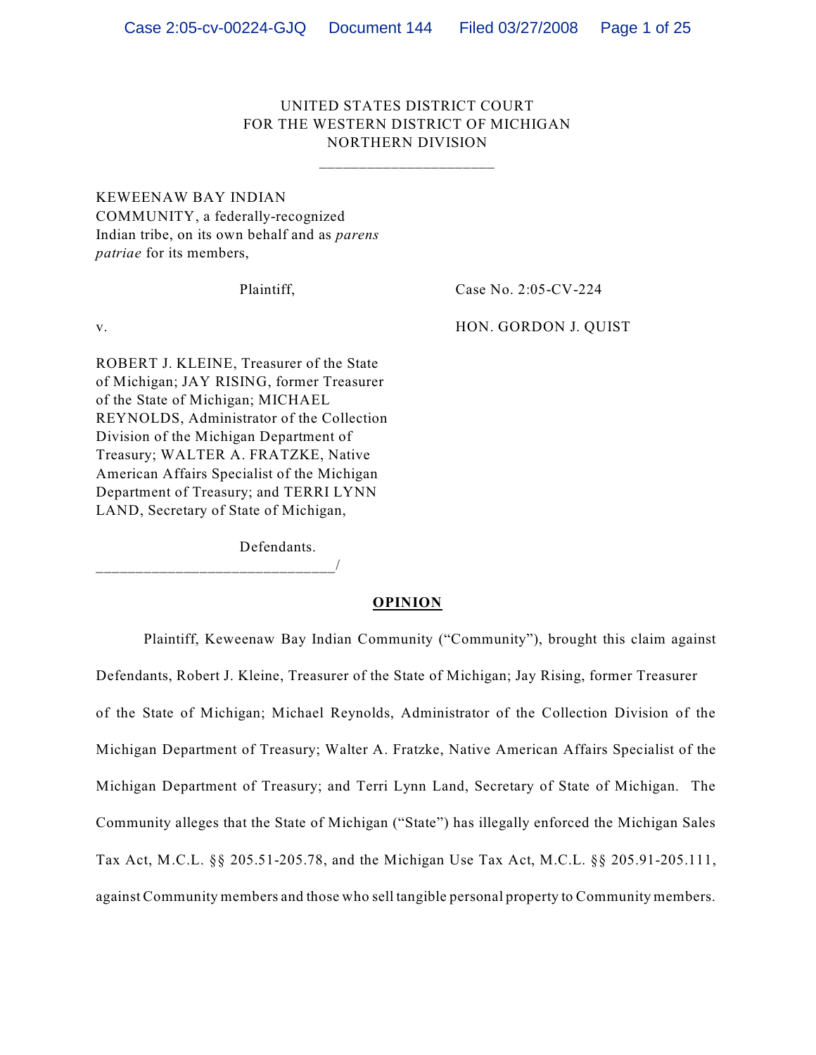UNITED STATES DISTRICT COURT
FOR THE WESTERN DISTRICT OF MICHIGAN
NORTHERN DIVISION

______________________

KEWEENAW BAY INDIAN COMMUNITY, a federally-recognized Indian tribe, on its own behalf and as *parens patriae* for its members,

Plaintiff,

Case No. 2:05-CV-224

v.

HON. GORDON J. QUIST

ROBERT J. KLEINE, Treasurer of the State of Michigan; JAY RISING, former Treasurer of the State of Michigan; MICHAEL REYNOLDS, Administrator of the Collection Division of the Michigan Department of Treasury; WALTER A. FRATZKE, Native American Affairs Specialist of the Michigan Department of Treasury; and TERRI LYNN LAND, Secretary of State of Michigan,

Defendants.
______________________________/

**OPINION**

Plaintiff, Keweenaw Bay Indian Community ("Community"), brought this claim against Defendants, Robert J. Kleine, Treasurer of the State of Michigan; Jay Rising, former Treasurer of the State of Michigan; Michael Reynolds, Administrator of the Collection Division of the Michigan Department of Treasury; Walter A. Fratzke, Native American Affairs Specialist of the Michigan Department of Treasury; and Terri Lynn Land, Secretary of State of Michigan. The Community alleges that the State of Michigan ("State") has illegally enforced the Michigan Sales Tax Act, M.C.L. §§ 205.51-205.78, and the Michigan Use Tax Act, M.C.L. §§ 205.91-205.111, against Community members and those who sell tangible personal property to Community members.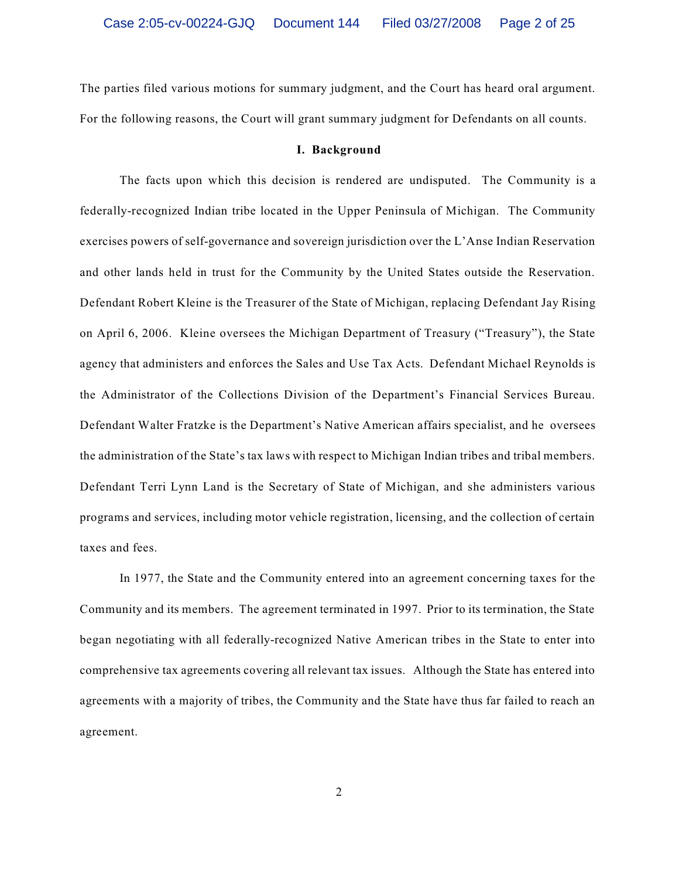The parties filed various motions for summary judgment, and the Court has heard oral argument. For the following reasons, the Court will grant summary judgment for Defendants on all counts.

## I. Background

The facts upon which this decision is rendered are undisputed. The Community is a federally-recognized Indian tribe located in the Upper Peninsula of Michigan. The Community exercises powers of self-governance and sovereign jurisdiction over the L'Anse Indian Reservation and other lands held in trust for the Community by the United States outside the Reservation. Defendant Robert Kleine is the Treasurer of the State of Michigan, replacing Defendant Jay Rising on April 6, 2006. Kleine oversees the Michigan Department of Treasury ("Treasury"), the State agency that administers and enforces the Sales and Use Tax Acts. Defendant Michael Reynolds is the Administrator of the Collections Division of the Department's Financial Services Bureau. Defendant Walter Fratzke is the Department's Native American affairs specialist, and he oversees the administration of the State's tax laws with respect to Michigan Indian tribes and tribal members. Defendant Terri Lynn Land is the Secretary of State of Michigan, and she administers various programs and services, including motor vehicle registration, licensing, and the collection of certain taxes and fees.

In 1977, the State and the Community entered into an agreement concerning taxes for the Community and its members. The agreement terminated in 1997. Prior to its termination, the State began negotiating with all federally-recognized Native American tribes in the State to enter into comprehensive tax agreements covering all relevant tax issues. Although the State has entered into agreements with a majority of tribes, the Community and the State have thus far failed to reach an agreement.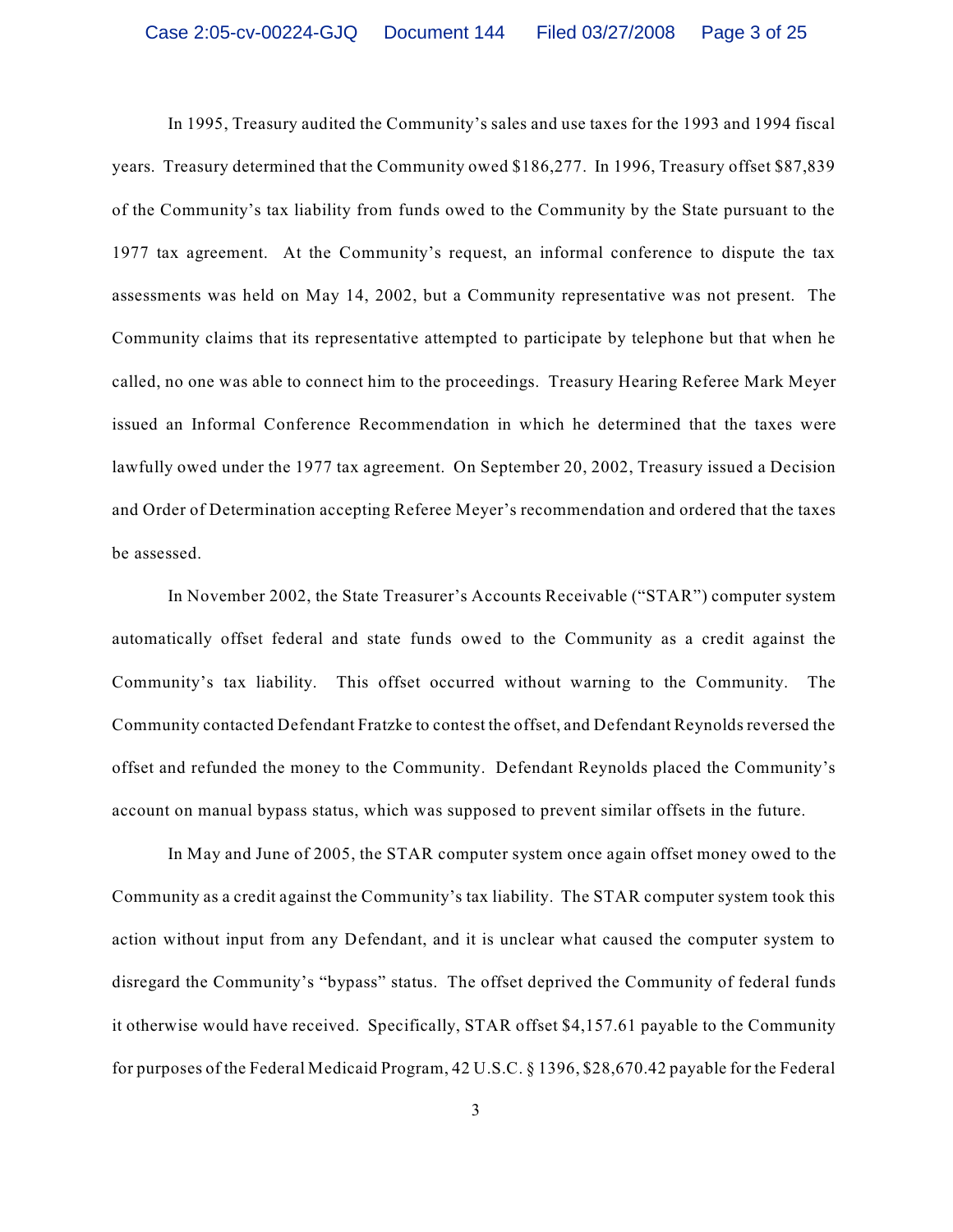In 1995, Treasury audited the Community's sales and use taxes for the 1993 and 1994 fiscal years. Treasury determined that the Community owed $186,277. In 1996, Treasury offset $87,839 of the Community's tax liability from funds owed to the Community by the State pursuant to the 1977 tax agreement. At the Community's request, an informal conference to dispute the tax assessments was held on May 14, 2002, but a Community representative was not present. The Community claims that its representative attempted to participate by telephone but that when he called, no one was able to connect him to the proceedings. Treasury Hearing Referee Mark Meyer issued an Informal Conference Recommendation in which he determined that the taxes were lawfully owed under the 1977 tax agreement. On September 20, 2002, Treasury issued a Decision and Order of Determination accepting Referee Meyer's recommendation and ordered that the taxes be assessed.

In November 2002, the State Treasurer's Accounts Receivable ("STAR") computer system automatically offset federal and state funds owed to the Community as a credit against the Community's tax liability. This offset occurred without warning to the Community. The Community contacted Defendant Fratzke to contest the offset, and Defendant Reynolds reversed the offset and refunded the money to the Community. Defendant Reynolds placed the Community's account on manual bypass status, which was supposed to prevent similar offsets in the future.

In May and June of 2005, the STAR computer system once again offset money owed to the Community as a credit against the Community's tax liability. The STAR computer system took this action without input from any Defendant, and it is unclear what caused the computer system to disregard the Community's "bypass" status. The offset deprived the Community of federal funds it otherwise would have received. Specifically, STAR offset $4,157.61 payable to the Community for purposes of the Federal Medicaid Program, 42 U.S.C. § 1396, $28,670.42 payable for the Federal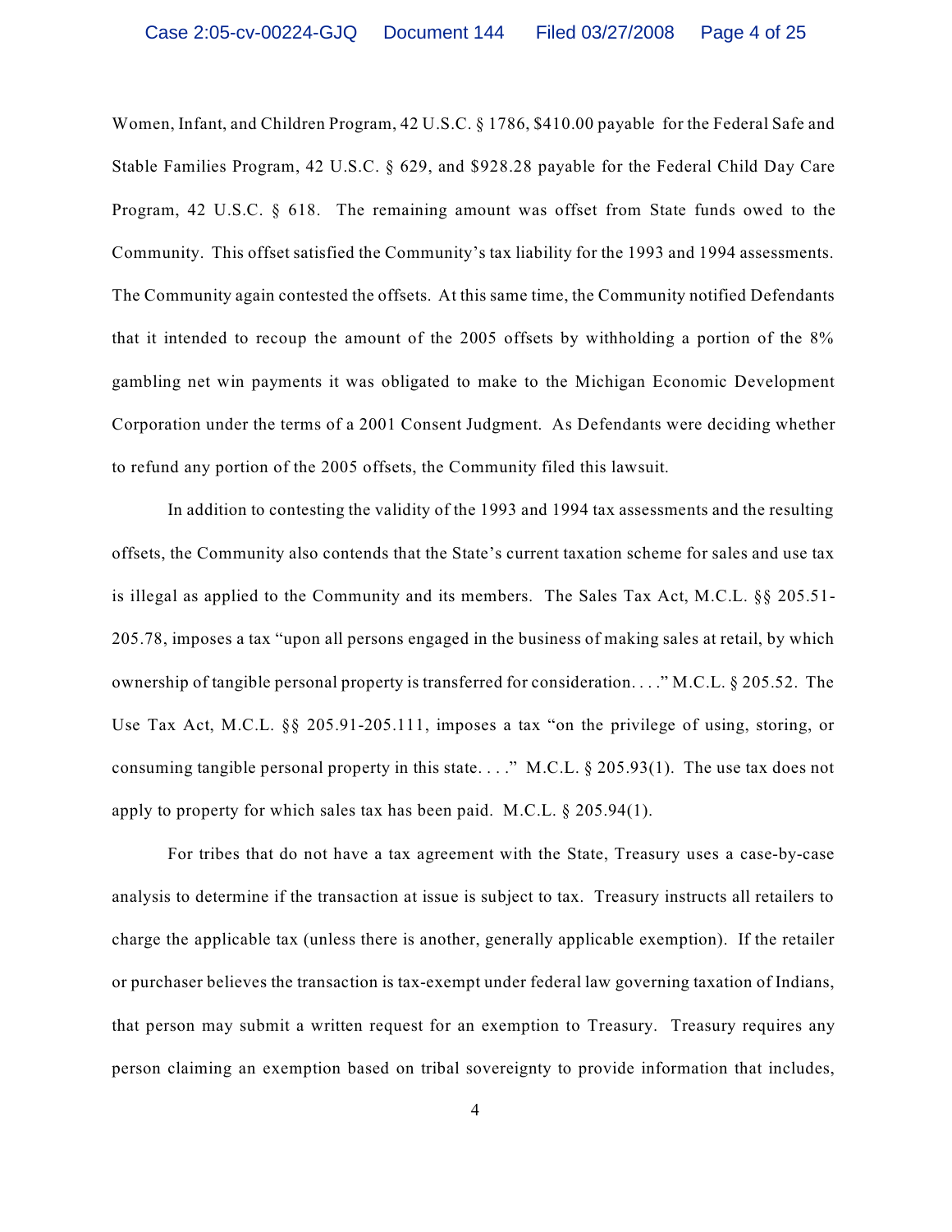Women, Infant, and Children Program, 42 U.S.C. § 1786, $410.00 payable for the Federal Safe and Stable Families Program, 42 U.S.C. § 629, and $928.28 payable for the Federal Child Day Care Program, 42 U.S.C. § 618. The remaining amount was offset from State funds owed to the Community. This offset satisfied the Community's tax liability for the 1993 and 1994 assessments. The Community again contested the offsets. At this same time, the Community notified Defendants that it intended to recoup the amount of the 2005 offsets by withholding a portion of the 8% gambling net win payments it was obligated to make to the Michigan Economic Development Corporation under the terms of a 2001 Consent Judgment. As Defendants were deciding whether to refund any portion of the 2005 offsets, the Community filed this lawsuit.

In addition to contesting the validity of the 1993 and 1994 tax assessments and the resulting offsets, the Community also contends that the State's current taxation scheme for sales and use tax is illegal as applied to the Community and its members. The Sales Tax Act, M.C.L. §§ 205.51-205.78, imposes a tax "upon all persons engaged in the business of making sales at retail, by which ownership of tangible personal property is transferred for consideration. . . ." M.C.L. § 205.52. The Use Tax Act, M.C.L. §§ 205.91-205.111, imposes a tax "on the privilege of using, storing, or consuming tangible personal property in this state. . . ." M.C.L. § 205.93(1). The use tax does not apply to property for which sales tax has been paid. M.C.L. § 205.94(1).

For tribes that do not have a tax agreement with the State, Treasury uses a case-by-case analysis to determine if the transaction at issue is subject to tax. Treasury instructs all retailers to charge the applicable tax (unless there is another, generally applicable exemption). If the retailer or purchaser believes the transaction is tax-exempt under federal law governing taxation of Indians, that person may submit a written request for an exemption to Treasury. Treasury requires any person claiming an exemption based on tribal sovereignty to provide information that includes,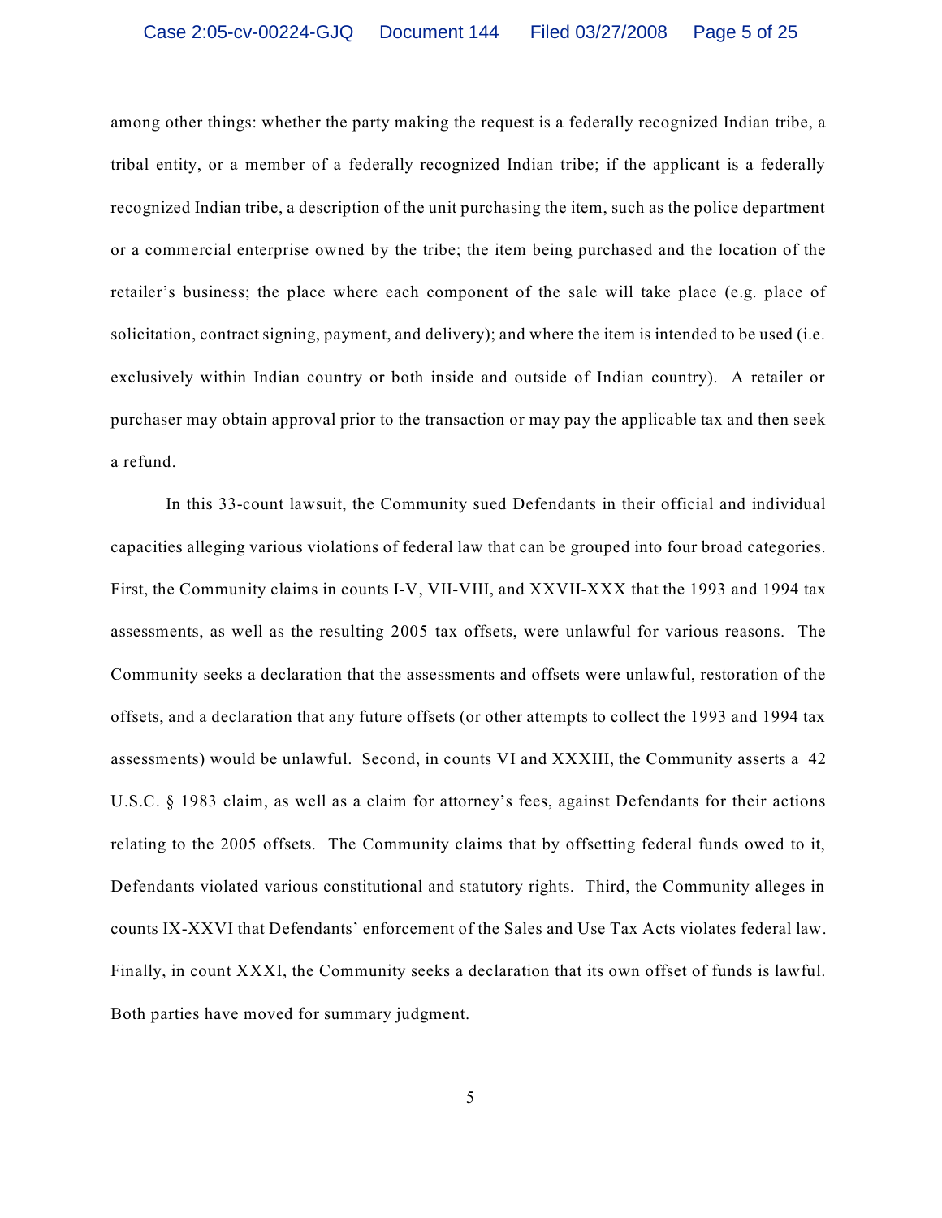among other things: whether the party making the request is a federally recognized Indian tribe, a tribal entity, or a member of a federally recognized Indian tribe; if the applicant is a federally recognized Indian tribe, a description of the unit purchasing the item, such as the police department or a commercial enterprise owned by the tribe; the item being purchased and the location of the retailer's business; the place where each component of the sale will take place (e.g. place of solicitation, contract signing, payment, and delivery); and where the item is intended to be used (i.e. exclusively within Indian country or both inside and outside of Indian country). A retailer or purchaser may obtain approval prior to the transaction or may pay the applicable tax and then seek a refund.

In this 33-count lawsuit, the Community sued Defendants in their official and individual capacities alleging various violations of federal law that can be grouped into four broad categories. First, the Community claims in counts I-V, VII-VIII, and XXVII-XXX that the 1993 and 1994 tax assessments, as well as the resulting 2005 tax offsets, were unlawful for various reasons. The Community seeks a declaration that the assessments and offsets were unlawful, restoration of the offsets, and a declaration that any future offsets (or other attempts to collect the 1993 and 1994 tax assessments) would be unlawful. Second, in counts VI and XXXIII, the Community asserts a 42 U.S.C. § 1983 claim, as well as a claim for attorney's fees, against Defendants for their actions relating to the 2005 offsets. The Community claims that by offsetting federal funds owed to it, Defendants violated various constitutional and statutory rights. Third, the Community alleges in counts IX-XXVI that Defendants' enforcement of the Sales and Use Tax Acts violates federal law. Finally, in count XXXI, the Community seeks a declaration that its own offset of funds is lawful. Both parties have moved for summary judgment.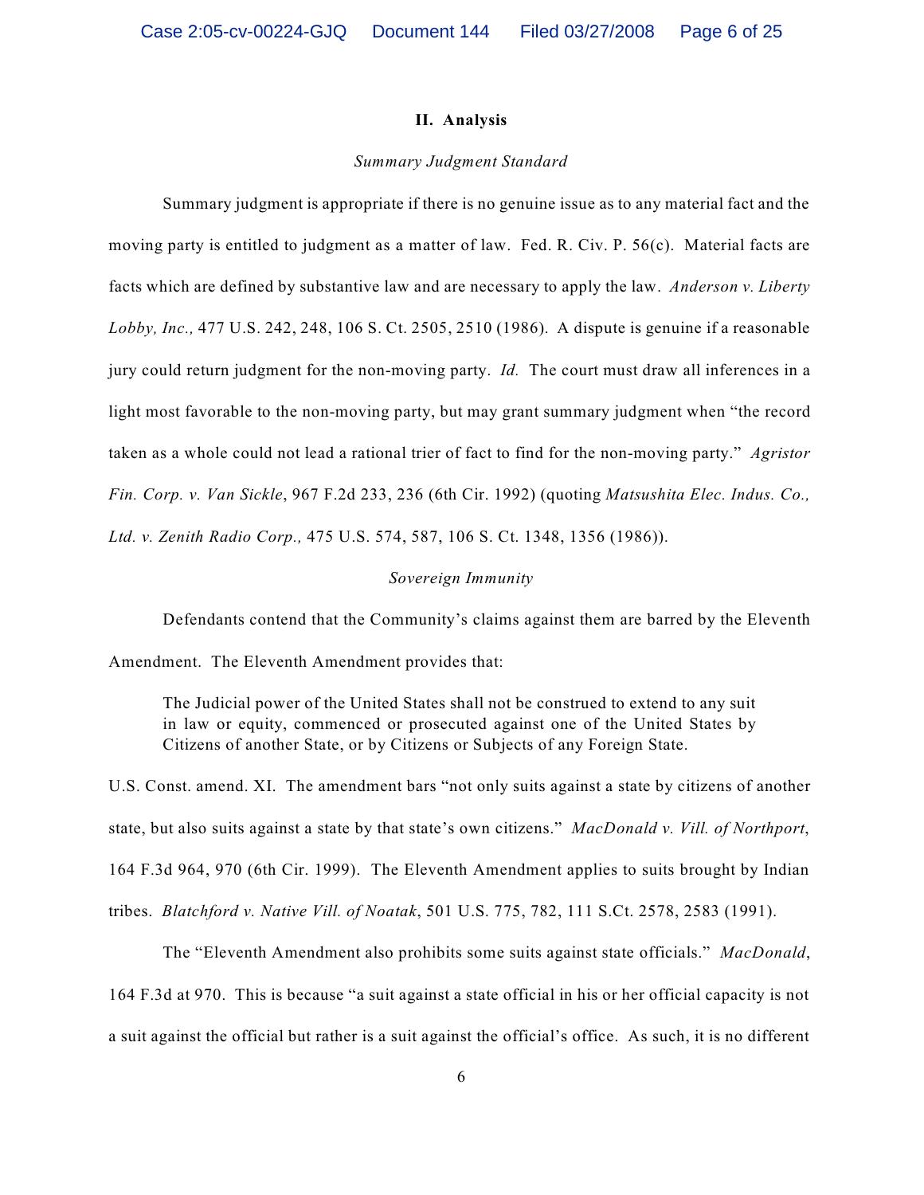## II. Analysis

*Summary Judgment Standard*

Summary judgment is appropriate if there is no genuine issue as to any material fact and the moving party is entitled to judgment as a matter of law. Fed. R. Civ. P. 56(c). Material facts are facts which are defined by substantive law and are necessary to apply the law. *Anderson v. Liberty Lobby, Inc.,* 477 U.S. 242, 248, 106 S. Ct. 2505, 2510 (1986). A dispute is genuine if a reasonable jury could return judgment for the non-moving party. *Id.* The court must draw all inferences in a light most favorable to the non-moving party, but may grant summary judgment when "the record taken as a whole could not lead a rational trier of fact to find for the non-moving party." *Agristor Fin. Corp. v. Van Sickle*, 967 F.2d 233, 236 (6th Cir. 1992) (quoting *Matsushita Elec. Indus. Co., Ltd. v. Zenith Radio Corp.,* 475 U.S. 574, 587, 106 S. Ct. 1348, 1356 (1986)).

*Sovereign Immunity*

Defendants contend that the Community's claims against them are barred by the Eleventh Amendment. The Eleventh Amendment provides that:

> The Judicial power of the United States shall not be construed to extend to any suit in law or equity, commenced or prosecuted against one of the United States by Citizens of another State, or by Citizens or Subjects of any Foreign State.

U.S. Const. amend. XI. The amendment bars "not only suits against a state by citizens of another state, but also suits against a state by that state's own citizens." *MacDonald v. Vill. of Northport*, 164 F.3d 964, 970 (6th Cir. 1999). The Eleventh Amendment applies to suits brought by Indian tribes. *Blatchford v. Native Vill. of Noatak*, 501 U.S. 775, 782, 111 S.Ct. 2578, 2583 (1991).

The "Eleventh Amendment also prohibits some suits against state officials." *MacDonald*, 164 F.3d at 970. This is because "a suit against a state official in his or her official capacity is not a suit against the official but rather is a suit against the official's office. As such, it is no different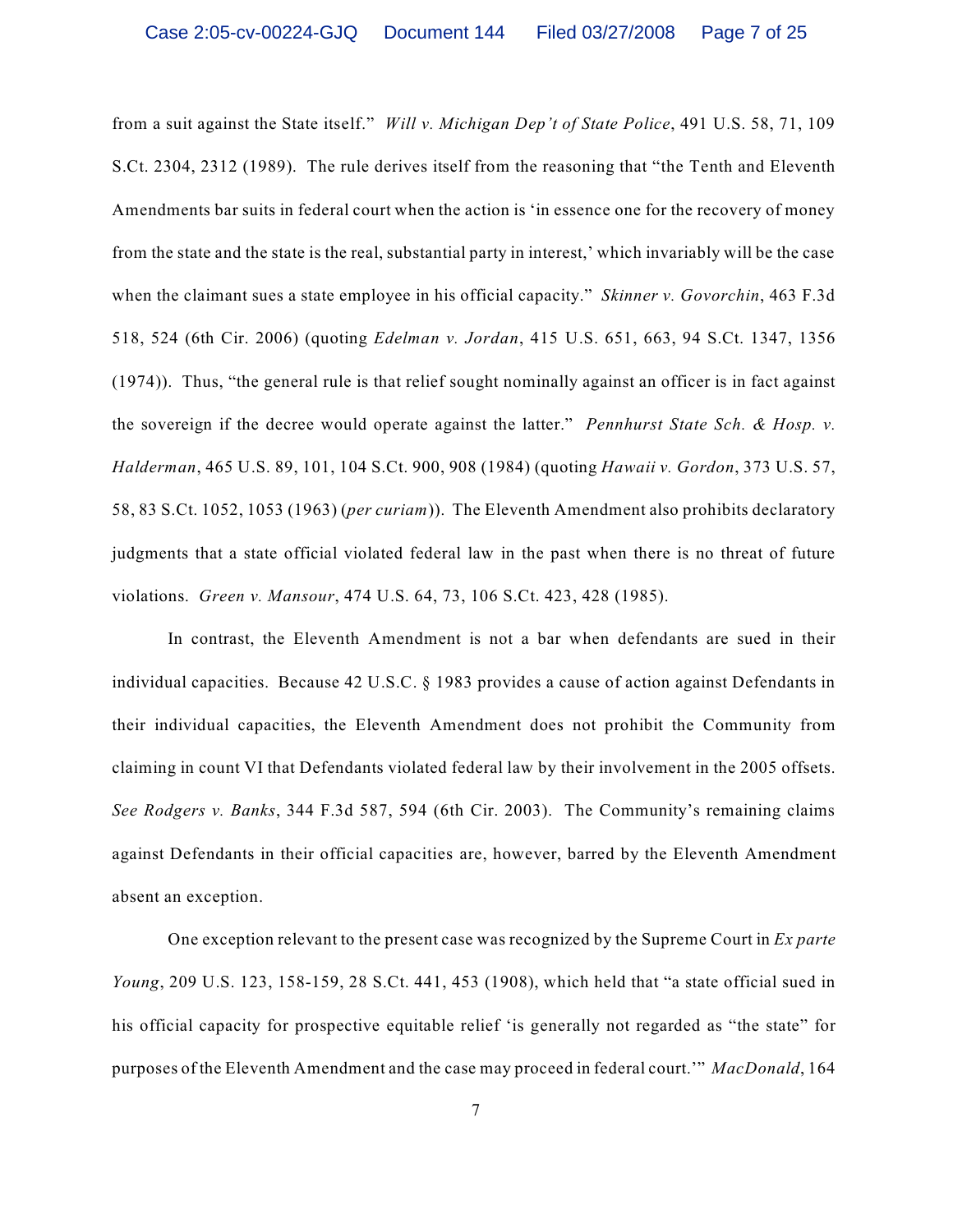from a suit against the State itself." *Will v. Michigan Dep't of State Police*, 491 U.S. 58, 71, 109 S.Ct. 2304, 2312 (1989). The rule derives itself from the reasoning that "the Tenth and Eleventh Amendments bar suits in federal court when the action is 'in essence one for the recovery of money from the state and the state is the real, substantial party in interest,' which invariably will be the case when the claimant sues a state employee in his official capacity." *Skinner v. Govorchin*, 463 F.3d 518, 524 (6th Cir. 2006) (quoting *Edelman v. Jordan*, 415 U.S. 651, 663, 94 S.Ct. 1347, 1356 (1974)). Thus, "the general rule is that relief sought nominally against an officer is in fact against the sovereign if the decree would operate against the latter." *Pennhurst State Sch. & Hosp. v. Halderman*, 465 U.S. 89, 101, 104 S.Ct. 900, 908 (1984) (quoting *Hawaii v. Gordon*, 373 U.S. 57, 58, 83 S.Ct. 1052, 1053 (1963) (*per curiam*)). The Eleventh Amendment also prohibits declaratory judgments that a state official violated federal law in the past when there is no threat of future violations. *Green v. Mansour*, 474 U.S. 64, 73, 106 S.Ct. 423, 428 (1985).

In contrast, the Eleventh Amendment is not a bar when defendants are sued in their individual capacities. Because 42 U.S.C. § 1983 provides a cause of action against Defendants in their individual capacities, the Eleventh Amendment does not prohibit the Community from claiming in count VI that Defendants violated federal law by their involvement in the 2005 offsets. *See Rodgers v. Banks*, 344 F.3d 587, 594 (6th Cir. 2003). The Community's remaining claims against Defendants in their official capacities are, however, barred by the Eleventh Amendment absent an exception.

One exception relevant to the present case was recognized by the Supreme Court in *Ex parte Young*, 209 U.S. 123, 158-159, 28 S.Ct. 441, 453 (1908), which held that "a state official sued in his official capacity for prospective equitable relief 'is generally not regarded as "the state" for purposes of the Eleventh Amendment and the case may proceed in federal court.'" *MacDonald*, 164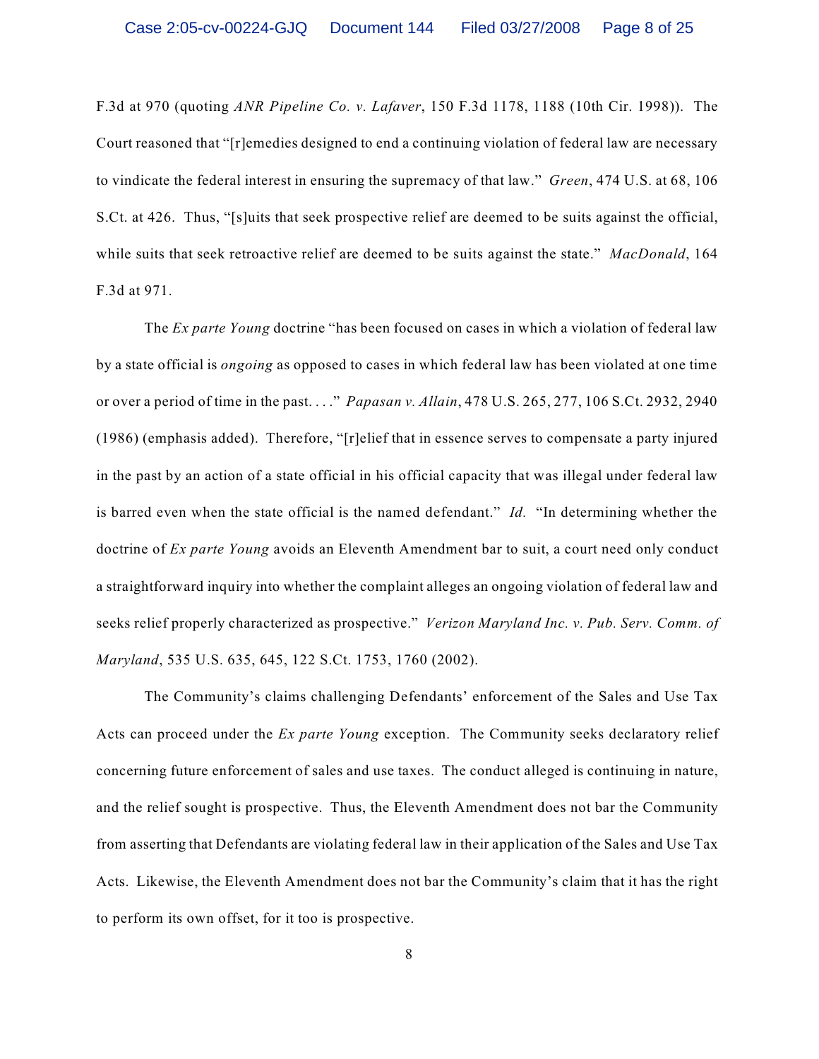F.3d at 970 (quoting *ANR Pipeline Co. v. Lafaver*, 150 F.3d 1178, 1188 (10th Cir. 1998)). The Court reasoned that "[r]emedies designed to end a continuing violation of federal law are necessary to vindicate the federal interest in ensuring the supremacy of that law." *Green*, 474 U.S. at 68, 106 S.Ct. at 426. Thus, "[s]uits that seek prospective relief are deemed to be suits against the official, while suits that seek retroactive relief are deemed to be suits against the state." *MacDonald*, 164 F.3d at 971.

The *Ex parte Young* doctrine "has been focused on cases in which a violation of federal law by a state official is *ongoing* as opposed to cases in which federal law has been violated at one time or over a period of time in the past. . . ." *Papasan v. Allain*, 478 U.S. 265, 277, 106 S.Ct. 2932, 2940 (1986) (emphasis added). Therefore, "[r]elief that in essence serves to compensate a party injured in the past by an action of a state official in his official capacity that was illegal under federal law is barred even when the state official is the named defendant." *Id.* "In determining whether the doctrine of *Ex parte Young* avoids an Eleventh Amendment bar to suit, a court need only conduct a straightforward inquiry into whether the complaint alleges an ongoing violation of federal law and seeks relief properly characterized as prospective." *Verizon Maryland Inc. v. Pub. Serv. Comm. of Maryland*, 535 U.S. 635, 645, 122 S.Ct. 1753, 1760 (2002).

The Community's claims challenging Defendants' enforcement of the Sales and Use Tax Acts can proceed under the *Ex parte Young* exception. The Community seeks declaratory relief concerning future enforcement of sales and use taxes. The conduct alleged is continuing in nature, and the relief sought is prospective. Thus, the Eleventh Amendment does not bar the Community from asserting that Defendants are violating federal law in their application of the Sales and Use Tax Acts. Likewise, the Eleventh Amendment does not bar the Community's claim that it has the right to perform its own offset, for it too is prospective.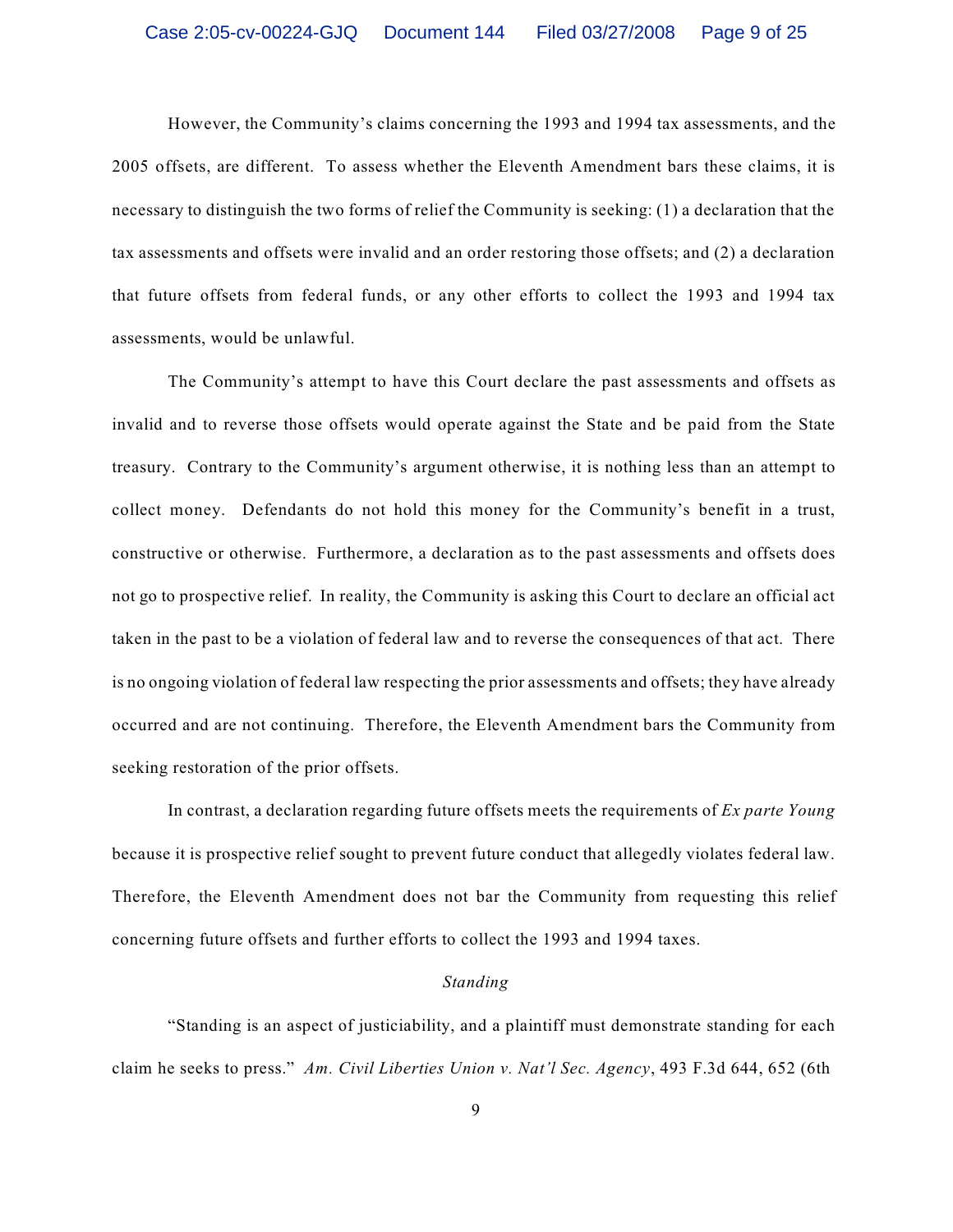However, the Community's claims concerning the 1993 and 1994 tax assessments, and the 2005 offsets, are different. To assess whether the Eleventh Amendment bars these claims, it is necessary to distinguish the two forms of relief the Community is seeking: (1) a declaration that the tax assessments and offsets were invalid and an order restoring those offsets; and (2) a declaration that future offsets from federal funds, or any other efforts to collect the 1993 and 1994 tax assessments, would be unlawful.

The Community's attempt to have this Court declare the past assessments and offsets as invalid and to reverse those offsets would operate against the State and be paid from the State treasury. Contrary to the Community's argument otherwise, it is nothing less than an attempt to collect money. Defendants do not hold this money for the Community's benefit in a trust, constructive or otherwise. Furthermore, a declaration as to the past assessments and offsets does not go to prospective relief. In reality, the Community is asking this Court to declare an official act taken in the past to be a violation of federal law and to reverse the consequences of that act. There is no ongoing violation of federal law respecting the prior assessments and offsets; they have already occurred and are not continuing. Therefore, the Eleventh Amendment bars the Community from seeking restoration of the prior offsets.

In contrast, a declaration regarding future offsets meets the requirements of *Ex parte Young* because it is prospective relief sought to prevent future conduct that allegedly violates federal law. Therefore, the Eleventh Amendment does not bar the Community from requesting this relief concerning future offsets and further efforts to collect the 1993 and 1994 taxes.

*Standing*

"Standing is an aspect of justiciability, and a plaintiff must demonstrate standing for each claim he seeks to press." *Am. Civil Liberties Union v. Nat'l Sec. Agency*, 493 F.3d 644, 652 (6th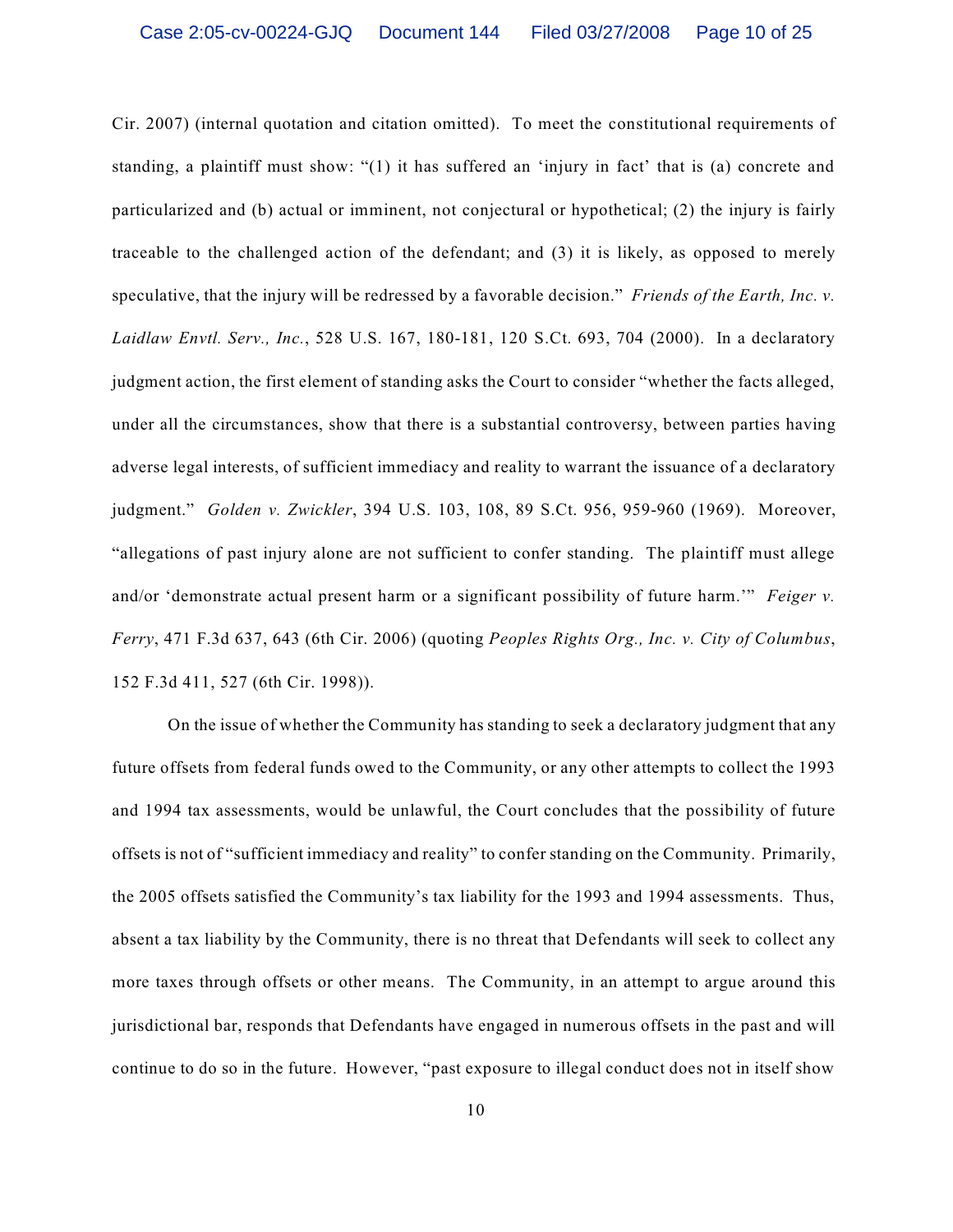Cir. 2007) (internal quotation and citation omitted). To meet the constitutional requirements of standing, a plaintiff must show: "(1) it has suffered an 'injury in fact' that is (a) concrete and particularized and (b) actual or imminent, not conjectural or hypothetical; (2) the injury is fairly traceable to the challenged action of the defendant; and (3) it is likely, as opposed to merely speculative, that the injury will be redressed by a favorable decision." *Friends of the Earth, Inc. v. Laidlaw Envtl. Serv., Inc.*, 528 U.S. 167, 180-181, 120 S.Ct. 693, 704 (2000). In a declaratory judgment action, the first element of standing asks the Court to consider "whether the facts alleged, under all the circumstances, show that there is a substantial controversy, between parties having adverse legal interests, of sufficient immediacy and reality to warrant the issuance of a declaratory judgment." *Golden v. Zwickler*, 394 U.S. 103, 108, 89 S.Ct. 956, 959-960 (1969). Moreover, "allegations of past injury alone are not sufficient to confer standing. The plaintiff must allege and/or 'demonstrate actual present harm or a significant possibility of future harm.'" *Feiger v. Ferry*, 471 F.3d 637, 643 (6th Cir. 2006) (quoting *Peoples Rights Org., Inc. v. City of Columbus*, 152 F.3d 411, 527 (6th Cir. 1998)).

On the issue of whether the Community has standing to seek a declaratory judgment that any future offsets from federal funds owed to the Community, or any other attempts to collect the 1993 and 1994 tax assessments, would be unlawful, the Court concludes that the possibility of future offsets is not of "sufficient immediacy and reality" to confer standing on the Community. Primarily, the 2005 offsets satisfied the Community's tax liability for the 1993 and 1994 assessments. Thus, absent a tax liability by the Community, there is no threat that Defendants will seek to collect any more taxes through offsets or other means. The Community, in an attempt to argue around this jurisdictional bar, responds that Defendants have engaged in numerous offsets in the past and will continue to do so in the future. However, "past exposure to illegal conduct does not in itself show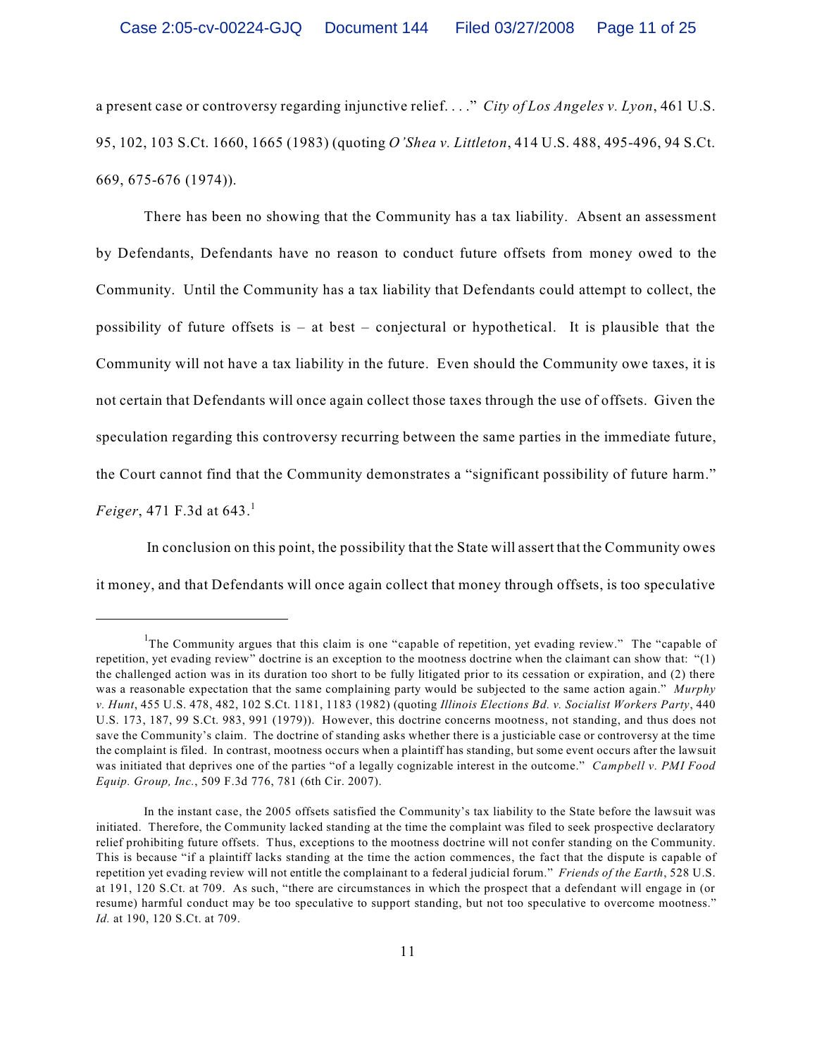a present case or controversy regarding injunctive relief. . . ." *City of Los Angeles v. Lyon*, 461 U.S. 95, 102, 103 S.Ct. 1660, 1665 (1983) (quoting *O'Shea v. Littleton*, 414 U.S. 488, 495-496, 94 S.Ct. 669, 675-676 (1974)).

There has been no showing that the Community has a tax liability. Absent an assessment by Defendants, Defendants have no reason to conduct future offsets from money owed to the Community. Until the Community has a tax liability that Defendants could attempt to collect, the possibility of future offsets is – at best – conjectural or hypothetical. It is plausible that the Community will not have a tax liability in the future. Even should the Community owe taxes, it is not certain that Defendants will once again collect those taxes through the use of offsets. Given the speculation regarding this controversy recurring between the same parties in the immediate future, the Court cannot find that the Community demonstrates a "significant possibility of future harm." *Feiger*, 471 F.3d at 643.[1]

In conclusion on this point, the possibility that the State will assert that the Community owes it money, and that Defendants will once again collect that money through offsets, is too speculative

---

[1] The Community argues that this claim is one "capable of repetition, yet evading review." The "capable of repetition, yet evading review" doctrine is an exception to the mootness doctrine when the claimant can show that: "(1) the challenged action was in its duration too short to be fully litigated prior to its cessation or expiration, and (2) there was a reasonable expectation that the same complaining party would be subjected to the same action again." *Murphy v. Hunt*, 455 U.S. 478, 482, 102 S.Ct. 1181, 1183 (1982) (quoting *Illinois Elections Bd. v. Socialist Workers Party*, 440 U.S. 173, 187, 99 S.Ct. 983, 991 (1979)). However, this doctrine concerns mootness, not standing, and thus does not save the Community's claim. The doctrine of standing asks whether there is a justiciable case or controversy at the time the complaint is filed. In contrast, mootness occurs when a plaintiff has standing, but some event occurs after the lawsuit was initiated that deprives one of the parties "of a legally cognizable interest in the outcome." *Campbell v. PMI Food Equip. Group, Inc.*, 509 F.3d 776, 781 (6th Cir. 2007).

In the instant case, the 2005 offsets satisfied the Community's tax liability to the State before the lawsuit was initiated. Therefore, the Community lacked standing at the time the complaint was filed to seek prospective declaratory relief prohibiting future offsets. Thus, exceptions to the mootness doctrine will not confer standing on the Community. This is because "if a plaintiff lacks standing at the time the action commences, the fact that the dispute is capable of repetition yet evading review will not entitle the complainant to a federal judicial forum." *Friends of the Earth*, 528 U.S. at 191, 120 S.Ct. at 709. As such, "there are circumstances in which the prospect that a defendant will engage in (or resume) harmful conduct may be too speculative to support standing, but not too speculative to overcome mootness." *Id.* at 190, 120 S.Ct. at 709.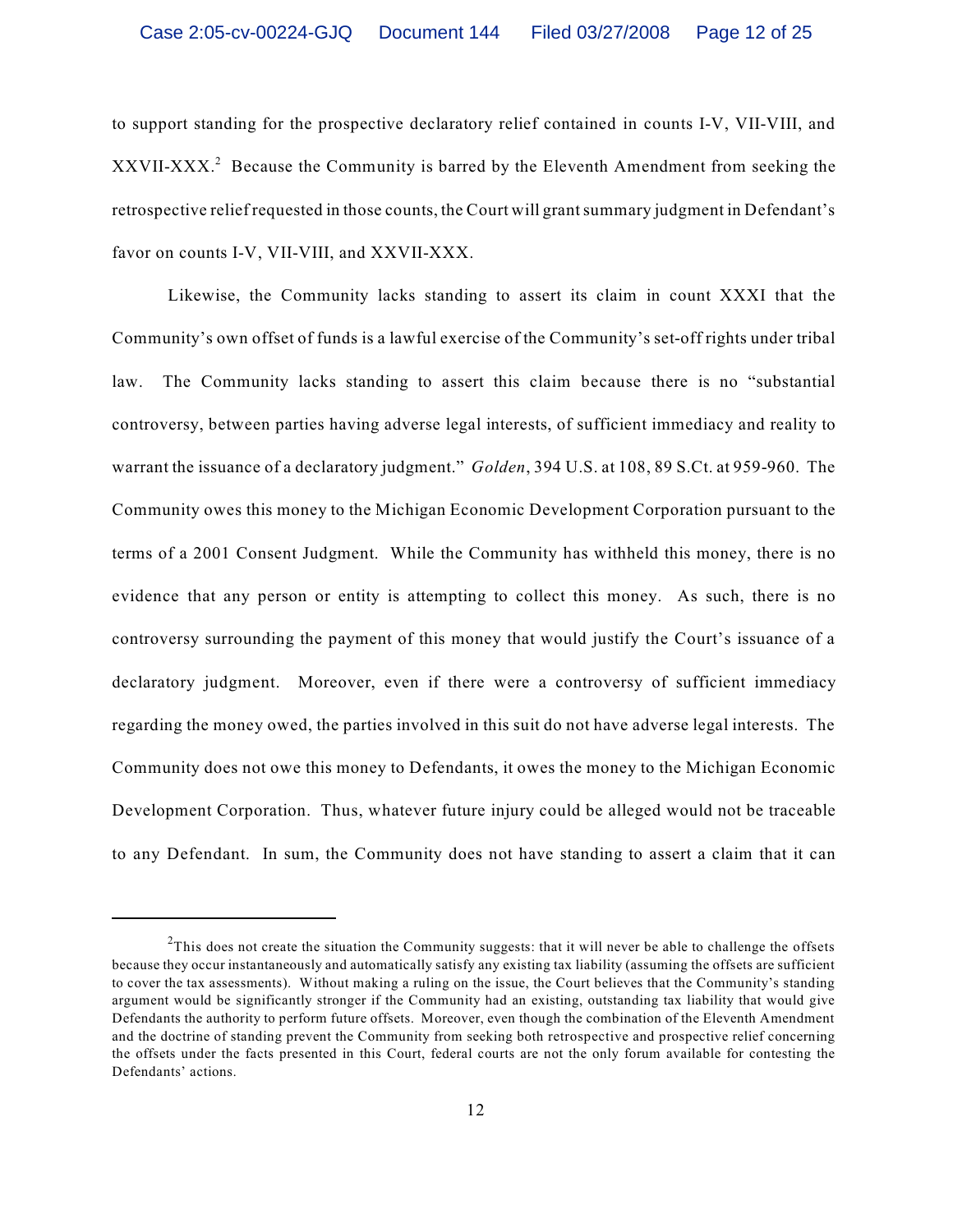to support standing for the prospective declaratory relief contained in counts I-V, VII-VIII, and XXVII-XXX.[2] Because the Community is barred by the Eleventh Amendment from seeking the retrospective relief requested in those counts, the Court will grant summary judgment in Defendant's favor on counts I-V, VII-VIII, and XXVII-XXX.

Likewise, the Community lacks standing to assert its claim in count XXXI that the Community's own offset of funds is a lawful exercise of the Community's set-off rights under tribal law. The Community lacks standing to assert this claim because there is no "substantial controversy, between parties having adverse legal interests, of sufficient immediacy and reality to warrant the issuance of a declaratory judgment." *Golden*, 394 U.S. at 108, 89 S.Ct. at 959-960. The Community owes this money to the Michigan Economic Development Corporation pursuant to the terms of a 2001 Consent Judgment. While the Community has withheld this money, there is no evidence that any person or entity is attempting to collect this money. As such, there is no controversy surrounding the payment of this money that would justify the Court's issuance of a declaratory judgment. Moreover, even if there were a controversy of sufficient immediacy regarding the money owed, the parties involved in this suit do not have adverse legal interests. The Community does not owe this money to Defendants, it owes the money to the Michigan Economic Development Corporation. Thus, whatever future injury could be alleged would not be traceable to any Defendant. In sum, the Community does not have standing to assert a claim that it can

---

[2] This does not create the situation the Community suggests: that it will never be able to challenge the offsets because they occur instantaneously and automatically satisfy any existing tax liability (assuming the offsets are sufficient to cover the tax assessments). Without making a ruling on the issue, the Court believes that the Community's standing argument would be significantly stronger if the Community had an existing, outstanding tax liability that would give Defendants the authority to perform future offsets. Moreover, even though the combination of the Eleventh Amendment and the doctrine of standing prevent the Community from seeking both retrospective and prospective relief concerning the offsets under the facts presented in this Court, federal courts are not the only forum available for contesting the Defendants' actions.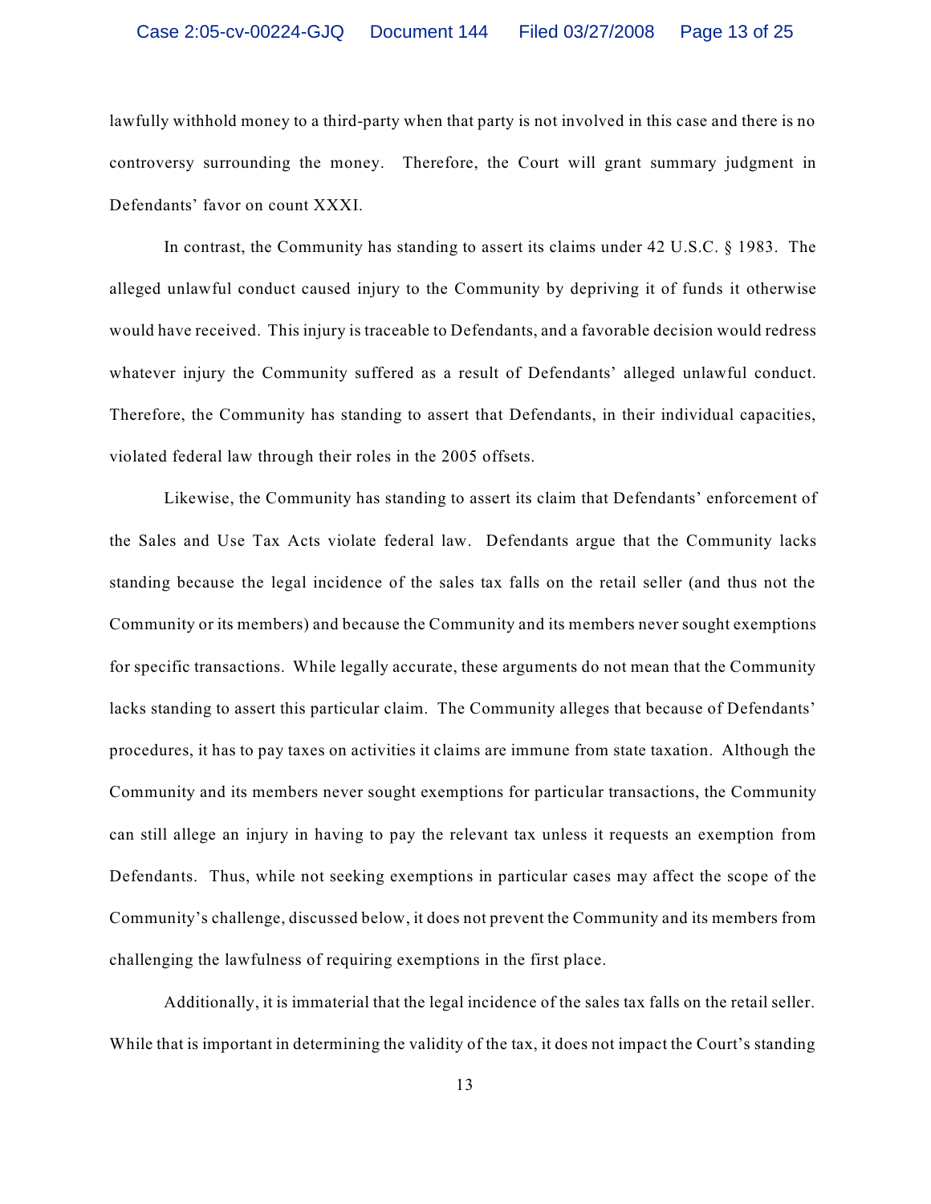lawfully withhold money to a third-party when that party is not involved in this case and there is no controversy surrounding the money. Therefore, the Court will grant summary judgment in Defendants' favor on count XXXI.

In contrast, the Community has standing to assert its claims under 42 U.S.C. § 1983. The alleged unlawful conduct caused injury to the Community by depriving it of funds it otherwise would have received. This injury is traceable to Defendants, and a favorable decision would redress whatever injury the Community suffered as a result of Defendants' alleged unlawful conduct. Therefore, the Community has standing to assert that Defendants, in their individual capacities, violated federal law through their roles in the 2005 offsets.

Likewise, the Community has standing to assert its claim that Defendants' enforcement of the Sales and Use Tax Acts violate federal law. Defendants argue that the Community lacks standing because the legal incidence of the sales tax falls on the retail seller (and thus not the Community or its members) and because the Community and its members never sought exemptions for specific transactions. While legally accurate, these arguments do not mean that the Community lacks standing to assert this particular claim. The Community alleges that because of Defendants' procedures, it has to pay taxes on activities it claims are immune from state taxation. Although the Community and its members never sought exemptions for particular transactions, the Community can still allege an injury in having to pay the relevant tax unless it requests an exemption from Defendants. Thus, while not seeking exemptions in particular cases may affect the scope of the Community's challenge, discussed below, it does not prevent the Community and its members from challenging the lawfulness of requiring exemptions in the first place.

Additionally, it is immaterial that the legal incidence of the sales tax falls on the retail seller. While that is important in determining the validity of the tax, it does not impact the Court's standing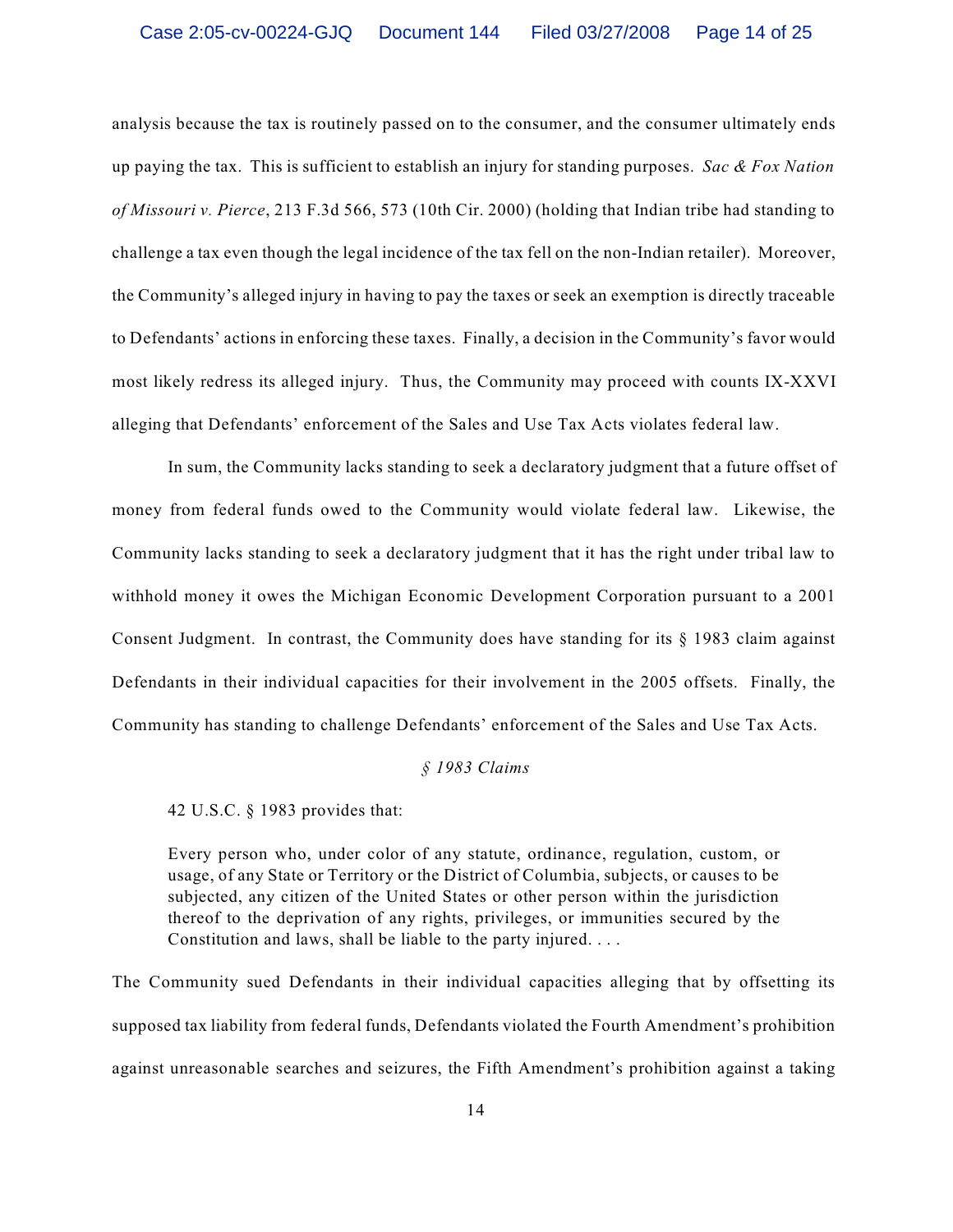analysis because the tax is routinely passed on to the consumer, and the consumer ultimately ends up paying the tax. This is sufficient to establish an injury for standing purposes. *Sac & Fox Nation of Missouri v. Pierce*, 213 F.3d 566, 573 (10th Cir. 2000) (holding that Indian tribe had standing to challenge a tax even though the legal incidence of the tax fell on the non-Indian retailer). Moreover, the Community's alleged injury in having to pay the taxes or seek an exemption is directly traceable to Defendants' actions in enforcing these taxes. Finally, a decision in the Community's favor would most likely redress its alleged injury. Thus, the Community may proceed with counts IX-XXVI alleging that Defendants' enforcement of the Sales and Use Tax Acts violates federal law.

In sum, the Community lacks standing to seek a declaratory judgment that a future offset of money from federal funds owed to the Community would violate federal law. Likewise, the Community lacks standing to seek a declaratory judgment that it has the right under tribal law to withhold money it owes the Michigan Economic Development Corporation pursuant to a 2001 Consent Judgment. In contrast, the Community does have standing for its § 1983 claim against Defendants in their individual capacities for their involvement in the 2005 offsets. Finally, the Community has standing to challenge Defendants' enforcement of the Sales and Use Tax Acts.

### *§ 1983 Claims*

42 U.S.C. § 1983 provides that:

> Every person who, under color of any statute, ordinance, regulation, custom, or usage, of any State or Territory or the District of Columbia, subjects, or causes to be subjected, any citizen of the United States or other person within the jurisdiction thereof to the deprivation of any rights, privileges, or immunities secured by the Constitution and laws, shall be liable to the party injured. . . .

The Community sued Defendants in their individual capacities alleging that by offsetting its supposed tax liability from federal funds, Defendants violated the Fourth Amendment's prohibition against unreasonable searches and seizures, the Fifth Amendment's prohibition against a taking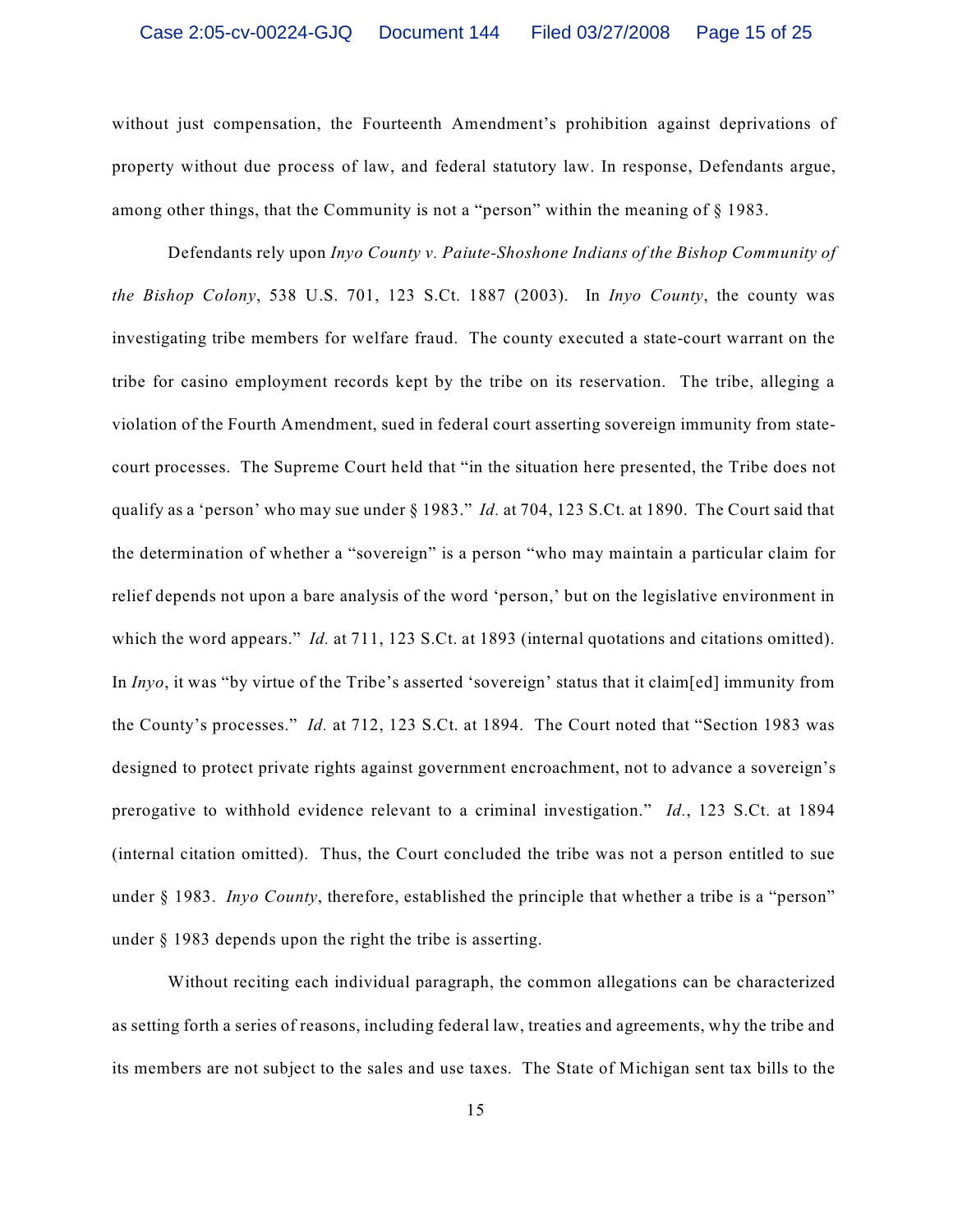without just compensation, the Fourteenth Amendment's prohibition against deprivations of property without due process of law, and federal statutory law. In response, Defendants argue, among other things, that the Community is not a "person" within the meaning of § 1983.

Defendants rely upon *Inyo County v. Paiute-Shoshone Indians of the Bishop Community of the Bishop Colony*, 538 U.S. 701, 123 S.Ct. 1887 (2003). In *Inyo County*, the county was investigating tribe members for welfare fraud. The county executed a state-court warrant on the tribe for casino employment records kept by the tribe on its reservation. The tribe, alleging a violation of the Fourth Amendment, sued in federal court asserting sovereign immunity from state-court processes. The Supreme Court held that "in the situation here presented, the Tribe does not qualify as a 'person' who may sue under § 1983." *Id.* at 704, 123 S.Ct. at 1890. The Court said that the determination of whether a "sovereign" is a person "who may maintain a particular claim for relief depends not upon a bare analysis of the word 'person,' but on the legislative environment in which the word appears." *Id.* at 711, 123 S.Ct. at 1893 (internal quotations and citations omitted). In *Inyo*, it was "by virtue of the Tribe's asserted 'sovereign' status that it claim[ed] immunity from the County's processes." *Id.* at 712, 123 S.Ct. at 1894. The Court noted that "Section 1983 was designed to protect private rights against government encroachment, not to advance a sovereign's prerogative to withhold evidence relevant to a criminal investigation." *Id.*, 123 S.Ct. at 1894 (internal citation omitted). Thus, the Court concluded the tribe was not a person entitled to sue under § 1983. *Inyo County*, therefore, established the principle that whether a tribe is a "person" under § 1983 depends upon the right the tribe is asserting.

Without reciting each individual paragraph, the common allegations can be characterized as setting forth a series of reasons, including federal law, treaties and agreements, why the tribe and its members are not subject to the sales and use taxes. The State of Michigan sent tax bills to the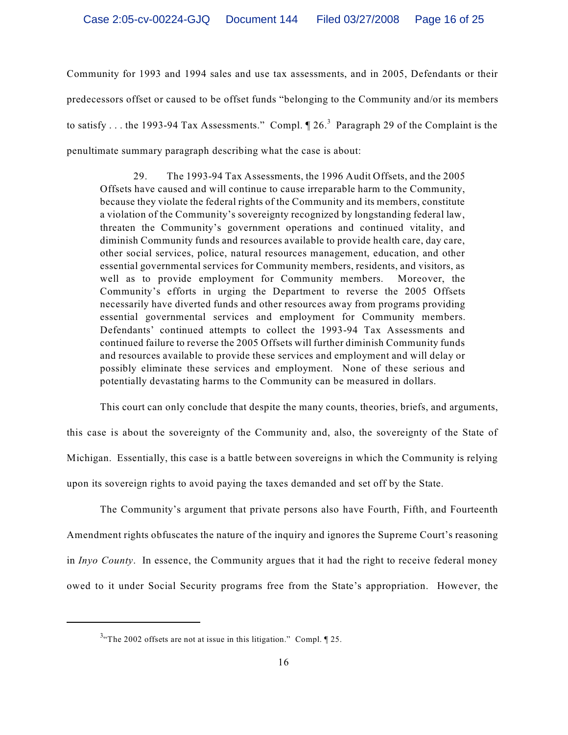Community for 1993 and 1994 sales and use tax assessments, and in 2005, Defendants or their predecessors offset or caused to be offset funds "belonging to the Community and/or its members to satisfy . . . the 1993-94 Tax Assessments." Compl. ¶ 26.[3] Paragraph 29 of the Complaint is the penultimate summary paragraph describing what the case is about:

> 29. The 1993-94 Tax Assessments, the 1996 Audit Offsets, and the 2005 Offsets have caused and will continue to cause irreparable harm to the Community, because they violate the federal rights of the Community and its members, constitute a violation of the Community's sovereignty recognized by longstanding federal law, threaten the Community's government operations and continued vitality, and diminish Community funds and resources available to provide health care, day care, other social services, police, natural resources management, education, and other essential governmental services for Community members, residents, and visitors, as well as to provide employment for Community members. Moreover, the Community's efforts in urging the Department to reverse the 2005 Offsets necessarily have diverted funds and other resources away from programs providing essential governmental services and employment for Community members. Defendants' continued attempts to collect the 1993-94 Tax Assessments and continued failure to reverse the 2005 Offsets will further diminish Community funds and resources available to provide these services and employment and will delay or possibly eliminate these services and employment. None of these serious and potentially devastating harms to the Community can be measured in dollars.

This court can only conclude that despite the many counts, theories, briefs, and arguments, this case is about the sovereignty of the Community and, also, the sovereignty of the State of Michigan. Essentially, this case is a battle between sovereigns in which the Community is relying upon its sovereign rights to avoid paying the taxes demanded and set off by the State.

The Community's argument that private persons also have Fourth, Fifth, and Fourteenth Amendment rights obfuscates the nature of the inquiry and ignores the Supreme Court's reasoning in *Inyo County*. In essence, the Community argues that it had the right to receive federal money owed to it under Social Security programs free from the State's appropriation. However, the

---

[3] "The 2002 offsets are not at issue in this litigation." Compl. ¶ 25.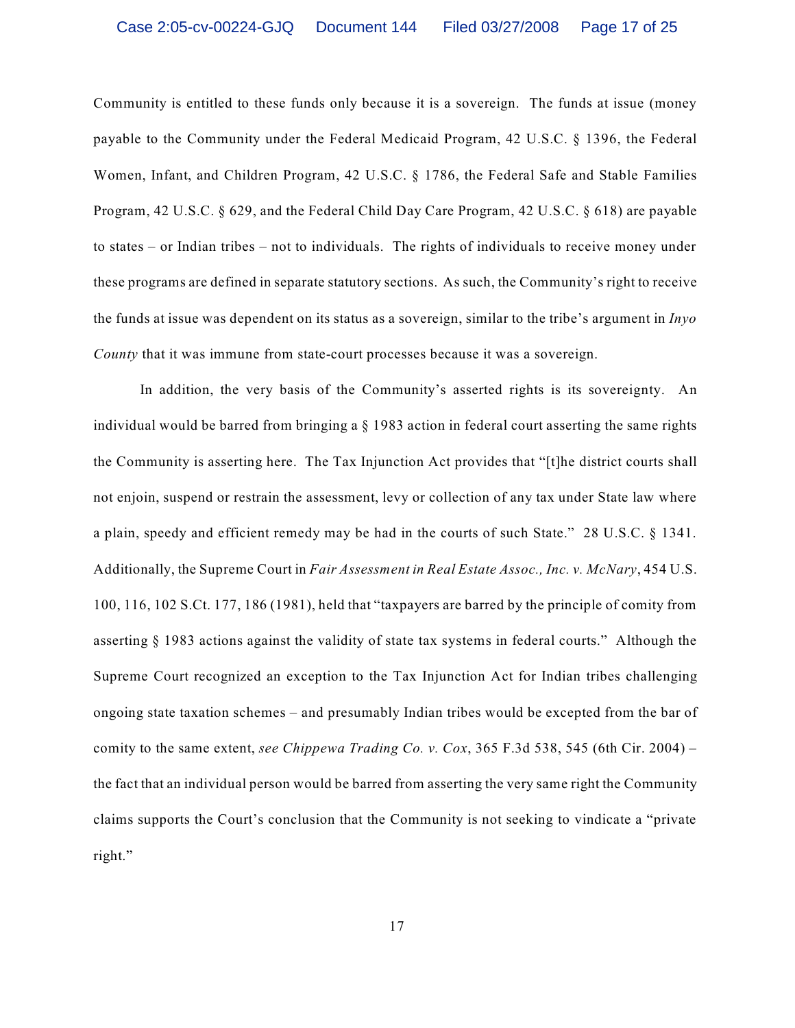Community is entitled to these funds only because it is a sovereign. The funds at issue (money payable to the Community under the Federal Medicaid Program, 42 U.S.C. § 1396, the Federal Women, Infant, and Children Program, 42 U.S.C. § 1786, the Federal Safe and Stable Families Program, 42 U.S.C. § 629, and the Federal Child Day Care Program, 42 U.S.C. § 618) are payable to states – or Indian tribes – not to individuals. The rights of individuals to receive money under these programs are defined in separate statutory sections. As such, the Community's right to receive the funds at issue was dependent on its status as a sovereign, similar to the tribe's argument in *Inyo County* that it was immune from state-court processes because it was a sovereign.

In addition, the very basis of the Community's asserted rights is its sovereignty. An individual would be barred from bringing a § 1983 action in federal court asserting the same rights the Community is asserting here. The Tax Injunction Act provides that "[t]he district courts shall not enjoin, suspend or restrain the assessment, levy or collection of any tax under State law where a plain, speedy and efficient remedy may be had in the courts of such State." 28 U.S.C. § 1341. Additionally, the Supreme Court in *Fair Assessment in Real Estate Assoc., Inc. v. McNary*, 454 U.S. 100, 116, 102 S.Ct. 177, 186 (1981), held that "taxpayers are barred by the principle of comity from asserting § 1983 actions against the validity of state tax systems in federal courts." Although the Supreme Court recognized an exception to the Tax Injunction Act for Indian tribes challenging ongoing state taxation schemes – and presumably Indian tribes would be excepted from the bar of comity to the same extent, *see Chippewa Trading Co. v. Cox*, 365 F.3d 538, 545 (6th Cir. 2004) – the fact that an individual person would be barred from asserting the very same right the Community claims supports the Court's conclusion that the Community is not seeking to vindicate a "private right."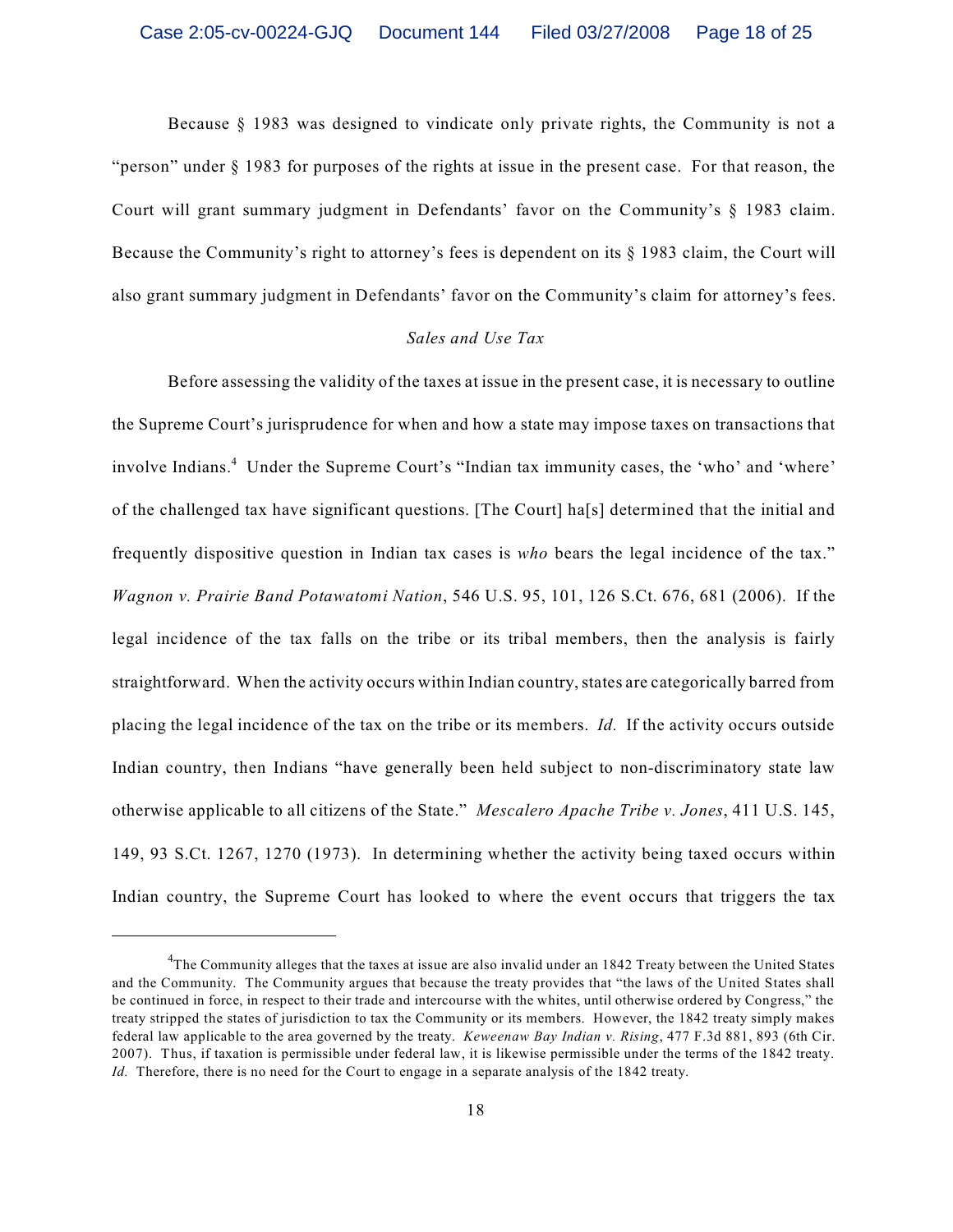Because § 1983 was designed to vindicate only private rights, the Community is not a "person" under § 1983 for purposes of the rights at issue in the present case. For that reason, the Court will grant summary judgment in Defendants' favor on the Community's § 1983 claim. Because the Community's right to attorney's fees is dependent on its § 1983 claim, the Court will also grant summary judgment in Defendants' favor on the Community's claim for attorney's fees.

*Sales and Use Tax*

Before assessing the validity of the taxes at issue in the present case, it is necessary to outline the Supreme Court's jurisprudence for when and how a state may impose taxes on transactions that involve Indians.[4] Under the Supreme Court's "Indian tax immunity cases, the 'who' and 'where' of the challenged tax have significant questions. [The Court] ha[s] determined that the initial and frequently dispositive question in Indian tax cases is *who* bears the legal incidence of the tax." *Wagnon v. Prairie Band Potawatomi Nation*, 546 U.S. 95, 101, 126 S.Ct. 676, 681 (2006). If the legal incidence of the tax falls on the tribe or its tribal members, then the analysis is fairly straightforward. When the activity occurs within Indian country, states are categorically barred from placing the legal incidence of the tax on the tribe or its members. *Id.* If the activity occurs outside Indian country, then Indians "have generally been held subject to non-discriminatory state law otherwise applicable to all citizens of the State." *Mescalero Apache Tribe v. Jones*, 411 U.S. 145, 149, 93 S.Ct. 1267, 1270 (1973). In determining whether the activity being taxed occurs within Indian country, the Supreme Court has looked to where the event occurs that triggers the tax

[4]The Community alleges that the taxes at issue are also invalid under an 1842 Treaty between the United States and the Community. The Community argues that because the treaty provides that "the laws of the United States shall be continued in force, in respect to their trade and intercourse with the whites, until otherwise ordered by Congress," the treaty stripped the states of jurisdiction to tax the Community or its members. However, the 1842 treaty simply makes federal law applicable to the area governed by the treaty. *Keweenaw Bay Indian v. Rising*, 477 F.3d 881, 893 (6th Cir. 2007). Thus, if taxation is permissible under federal law, it is likewise permissible under the terms of the 1842 treaty. *Id.* Therefore, there is no need for the Court to engage in a separate analysis of the 1842 treaty.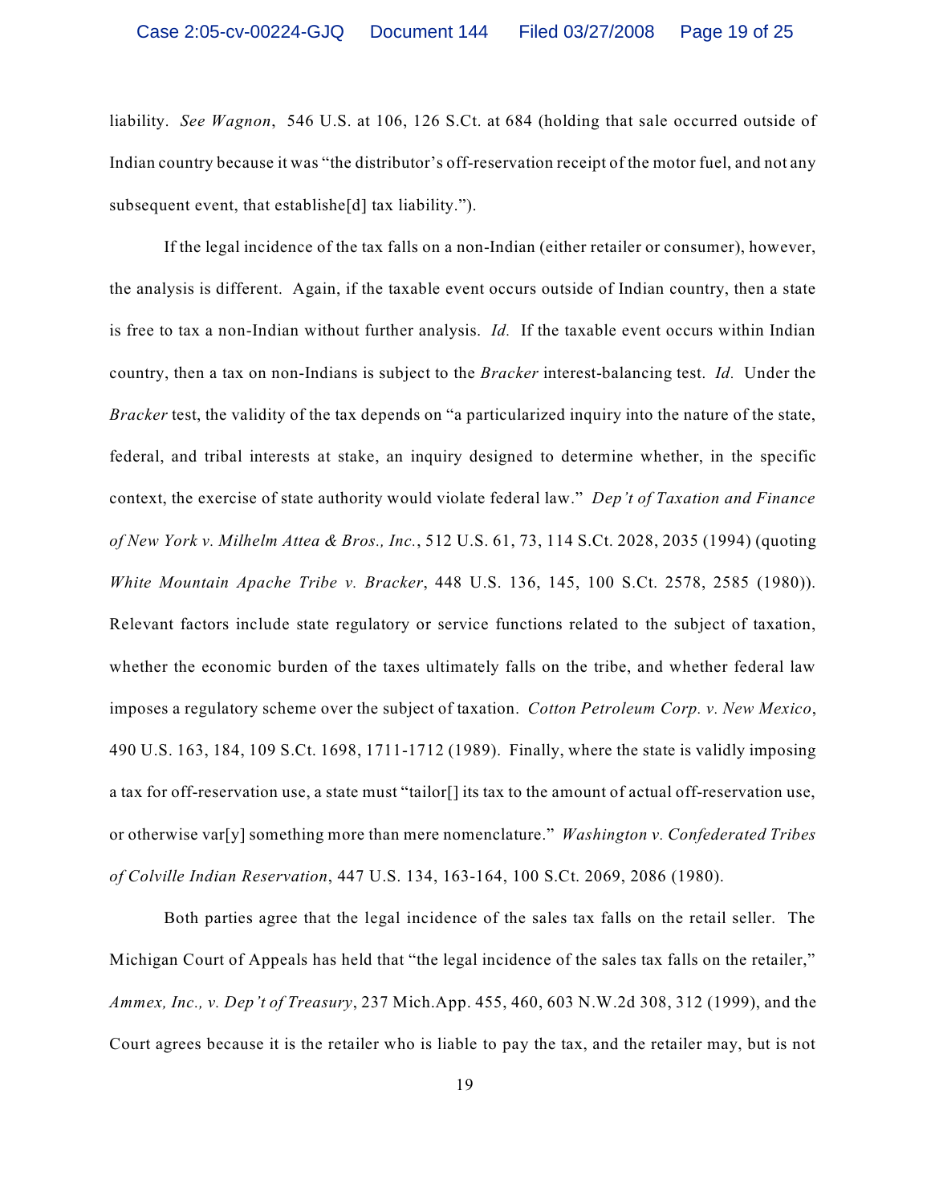liability. *See Wagnon*, 546 U.S. at 106, 126 S.Ct. at 684 (holding that sale occurred outside of Indian country because it was "the distributor's off-reservation receipt of the motor fuel, and not any subsequent event, that establishe[d] tax liability.").

If the legal incidence of the tax falls on a non-Indian (either retailer or consumer), however, the analysis is different. Again, if the taxable event occurs outside of Indian country, then a state is free to tax a non-Indian without further analysis. *Id.* If the taxable event occurs within Indian country, then a tax on non-Indians is subject to the *Bracker* interest-balancing test. *Id.* Under the *Bracker* test, the validity of the tax depends on "a particularized inquiry into the nature of the state, federal, and tribal interests at stake, an inquiry designed to determine whether, in the specific context, the exercise of state authority would violate federal law." *Dep't of Taxation and Finance of New York v. Milhelm Attea & Bros., Inc.*, 512 U.S. 61, 73, 114 S.Ct. 2028, 2035 (1994) (quoting *White Mountain Apache Tribe v. Bracker*, 448 U.S. 136, 145, 100 S.Ct. 2578, 2585 (1980)). Relevant factors include state regulatory or service functions related to the subject of taxation, whether the economic burden of the taxes ultimately falls on the tribe, and whether federal law imposes a regulatory scheme over the subject of taxation. *Cotton Petroleum Corp. v. New Mexico*, 490 U.S. 163, 184, 109 S.Ct. 1698, 1711-1712 (1989). Finally, where the state is validly imposing a tax for off-reservation use, a state must "tailor[] its tax to the amount of actual off-reservation use, or otherwise var[y] something more than mere nomenclature." *Washington v. Confederated Tribes of Colville Indian Reservation*, 447 U.S. 134, 163-164, 100 S.Ct. 2069, 2086 (1980).

Both parties agree that the legal incidence of the sales tax falls on the retail seller. The Michigan Court of Appeals has held that "the legal incidence of the sales tax falls on the retailer," *Ammex, Inc., v. Dep't of Treasury*, 237 Mich.App. 455, 460, 603 N.W.2d 308, 312 (1999), and the Court agrees because it is the retailer who is liable to pay the tax, and the retailer may, but is not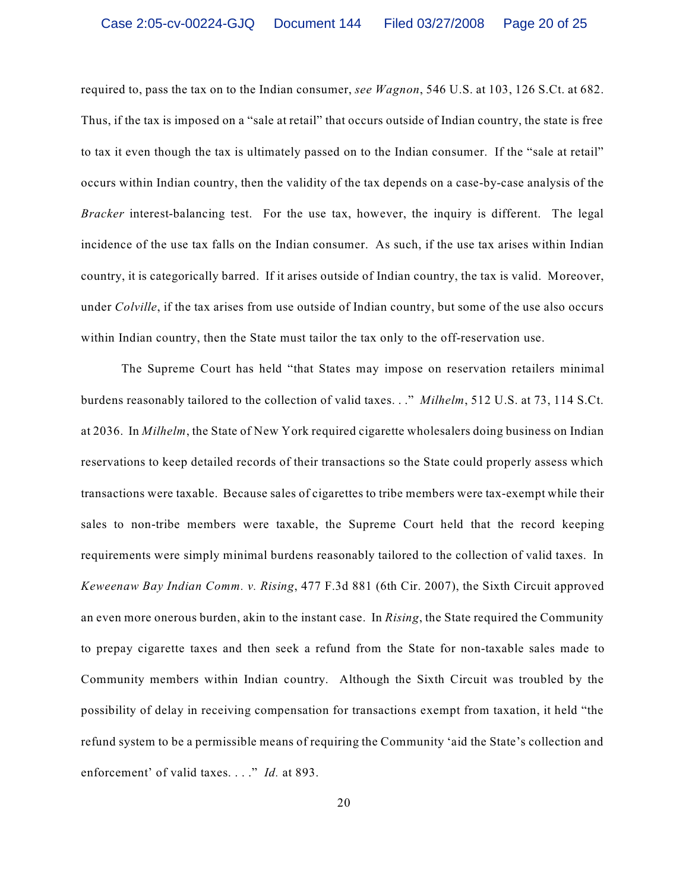required to, pass the tax on to the Indian consumer, *see Wagnon*, 546 U.S. at 103, 126 S.Ct. at 682. Thus, if the tax is imposed on a "sale at retail" that occurs outside of Indian country, the state is free to tax it even though the tax is ultimately passed on to the Indian consumer. If the "sale at retail" occurs within Indian country, then the validity of the tax depends on a case-by-case analysis of the *Bracker* interest-balancing test. For the use tax, however, the inquiry is different. The legal incidence of the use tax falls on the Indian consumer. As such, if the use tax arises within Indian country, it is categorically barred. If it arises outside of Indian country, the tax is valid. Moreover, under *Colville*, if the tax arises from use outside of Indian country, but some of the use also occurs within Indian country, then the State must tailor the tax only to the off-reservation use.

The Supreme Court has held "that States may impose on reservation retailers minimal burdens reasonably tailored to the collection of valid taxes. . ." *Milhelm*, 512 U.S. at 73, 114 S.Ct. at 2036. In *Milhelm*, the State of New York required cigarette wholesalers doing business on Indian reservations to keep detailed records of their transactions so the State could properly assess which transactions were taxable. Because sales of cigarettes to tribe members were tax-exempt while their sales to non-tribe members were taxable, the Supreme Court held that the record keeping requirements were simply minimal burdens reasonably tailored to the collection of valid taxes. In *Keweenaw Bay Indian Comm. v. Rising*, 477 F.3d 881 (6th Cir. 2007), the Sixth Circuit approved an even more onerous burden, akin to the instant case. In *Rising*, the State required the Community to prepay cigarette taxes and then seek a refund from the State for non-taxable sales made to Community members within Indian country. Although the Sixth Circuit was troubled by the possibility of delay in receiving compensation for transactions exempt from taxation, it held "the refund system to be a permissible means of requiring the Community 'aid the State's collection and enforcement' of valid taxes. . . ." *Id.* at 893.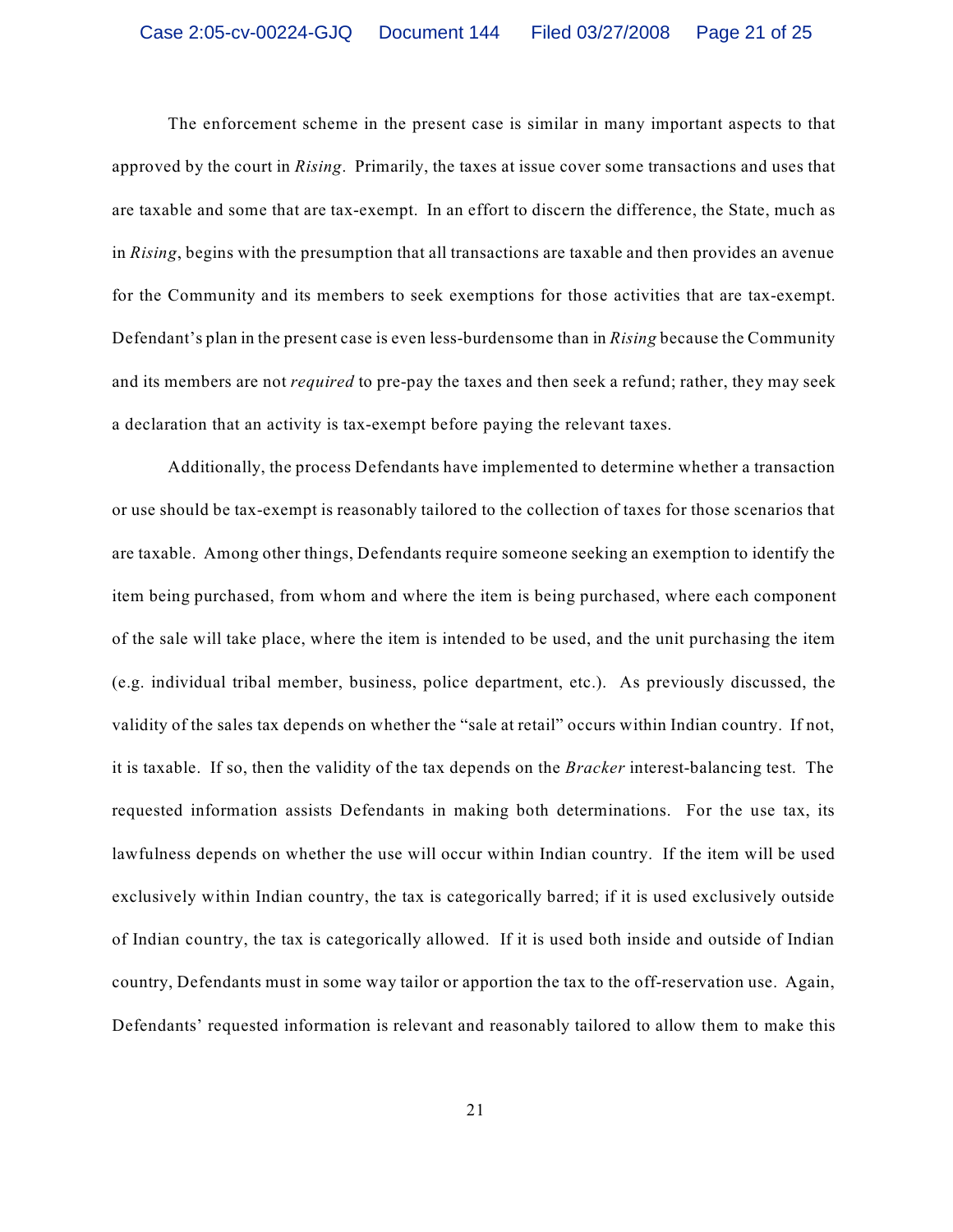The enforcement scheme in the present case is similar in many important aspects to that approved by the court in *Rising*. Primarily, the taxes at issue cover some transactions and uses that are taxable and some that are tax-exempt. In an effort to discern the difference, the State, much as in *Rising*, begins with the presumption that all transactions are taxable and then provides an avenue for the Community and its members to seek exemptions for those activities that are tax-exempt. Defendant's plan in the present case is even less-burdensome than in *Rising* because the Community and its members are not *required* to pre-pay the taxes and then seek a refund; rather, they may seek a declaration that an activity is tax-exempt before paying the relevant taxes.

Additionally, the process Defendants have implemented to determine whether a transaction or use should be tax-exempt is reasonably tailored to the collection of taxes for those scenarios that are taxable. Among other things, Defendants require someone seeking an exemption to identify the item being purchased, from whom and where the item is being purchased, where each component of the sale will take place, where the item is intended to be used, and the unit purchasing the item (e.g. individual tribal member, business, police department, etc.). As previously discussed, the validity of the sales tax depends on whether the "sale at retail" occurs within Indian country. If not, it is taxable. If so, then the validity of the tax depends on the *Bracker* interest-balancing test. The requested information assists Defendants in making both determinations. For the use tax, its lawfulness depends on whether the use will occur within Indian country. If the item will be used exclusively within Indian country, the tax is categorically barred; if it is used exclusively outside of Indian country, the tax is categorically allowed. If it is used both inside and outside of Indian country, Defendants must in some way tailor or apportion the tax to the off-reservation use. Again, Defendants' requested information is relevant and reasonably tailored to allow them to make this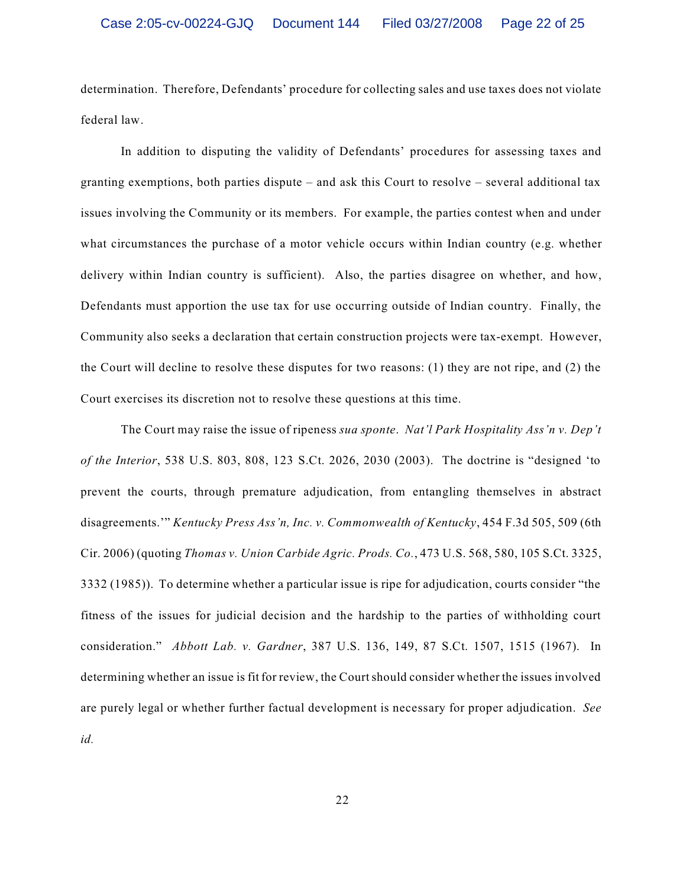determination. Therefore, Defendants' procedure for collecting sales and use taxes does not violate federal law.

In addition to disputing the validity of Defendants' procedures for assessing taxes and granting exemptions, both parties dispute – and ask this Court to resolve – several additional tax issues involving the Community or its members. For example, the parties contest when and under what circumstances the purchase of a motor vehicle occurs within Indian country (e.g. whether delivery within Indian country is sufficient). Also, the parties disagree on whether, and how, Defendants must apportion the use tax for use occurring outside of Indian country. Finally, the Community also seeks a declaration that certain construction projects were tax-exempt. However, the Court will decline to resolve these disputes for two reasons: (1) they are not ripe, and (2) the Court exercises its discretion not to resolve these questions at this time.

The Court may raise the issue of ripeness *sua sponte*. *Nat'l Park Hospitality Ass'n v. Dep't of the Interior*, 538 U.S. 803, 808, 123 S.Ct. 2026, 2030 (2003). The doctrine is "designed 'to prevent the courts, through premature adjudication, from entangling themselves in abstract disagreements.'" *Kentucky Press Ass'n, Inc. v. Commonwealth of Kentucky*, 454 F.3d 505, 509 (6th Cir. 2006) (quoting *Thomas v. Union Carbide Agric. Prods. Co.*, 473 U.S. 568, 580, 105 S.Ct. 3325, 3332 (1985)). To determine whether a particular issue is ripe for adjudication, courts consider "the fitness of the issues for judicial decision and the hardship to the parties of withholding court consideration." *Abbott Lab. v. Gardner*, 387 U.S. 136, 149, 87 S.Ct. 1507, 1515 (1967). In determining whether an issue is fit for review, the Court should consider whether the issues involved are purely legal or whether further factual development is necessary for proper adjudication. *See id.*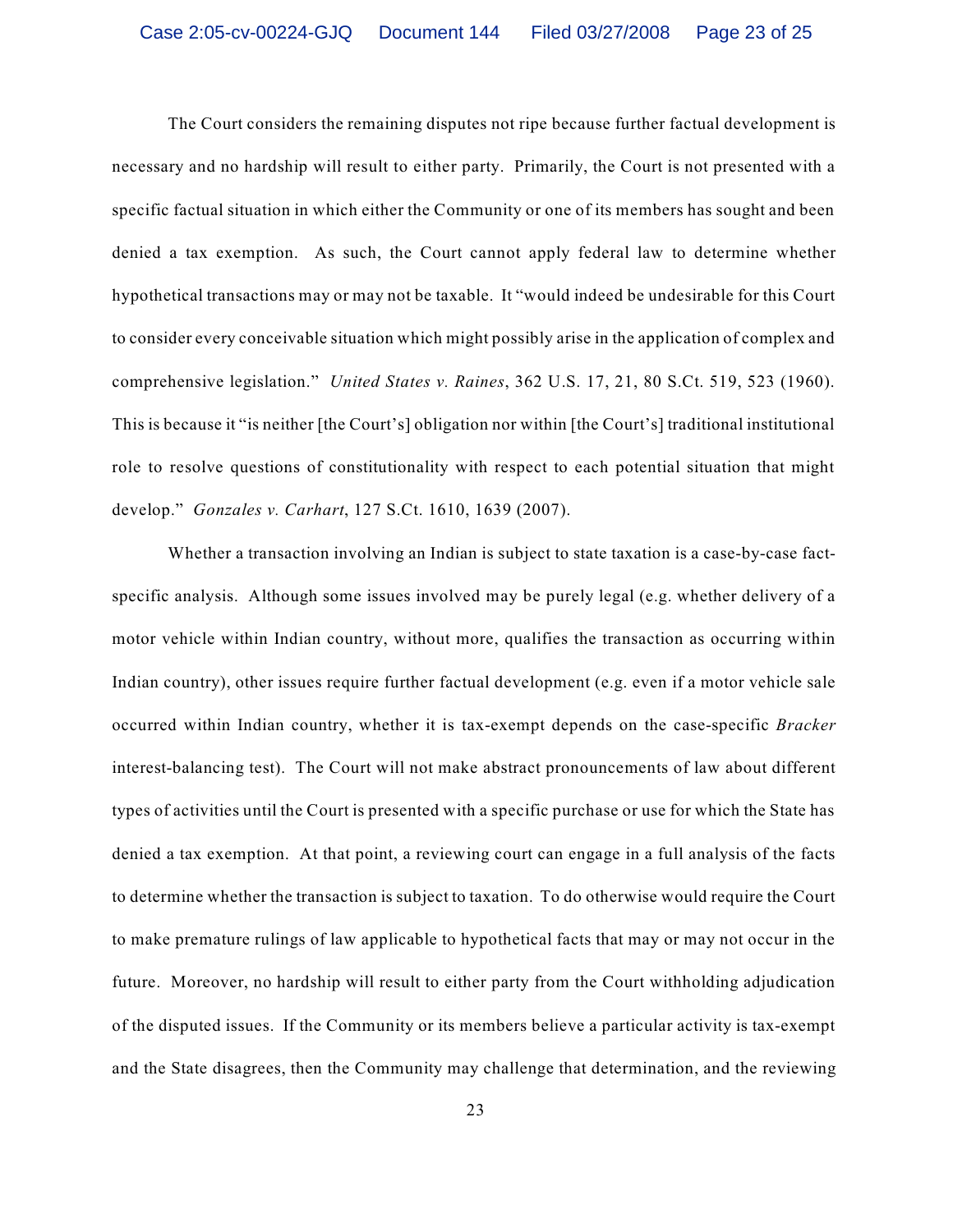The Court considers the remaining disputes not ripe because further factual development is necessary and no hardship will result to either party. Primarily, the Court is not presented with a specific factual situation in which either the Community or one of its members has sought and been denied a tax exemption. As such, the Court cannot apply federal law to determine whether hypothetical transactions may or may not be taxable. It "would indeed be undesirable for this Court to consider every conceivable situation which might possibly arise in the application of complex and comprehensive legislation." *United States v. Raines*, 362 U.S. 17, 21, 80 S.Ct. 519, 523 (1960). This is because it "is neither [the Court's] obligation nor within [the Court's] traditional institutional role to resolve questions of constitutionality with respect to each potential situation that might develop." *Gonzales v. Carhart*, 127 S.Ct. 1610, 1639 (2007).

Whether a transaction involving an Indian is subject to state taxation is a case-by-case fact-specific analysis. Although some issues involved may be purely legal (e.g. whether delivery of a motor vehicle within Indian country, without more, qualifies the transaction as occurring within Indian country), other issues require further factual development (e.g. even if a motor vehicle sale occurred within Indian country, whether it is tax-exempt depends on the case-specific *Bracker* interest-balancing test). The Court will not make abstract pronouncements of law about different types of activities until the Court is presented with a specific purchase or use for which the State has denied a tax exemption. At that point, a reviewing court can engage in a full analysis of the facts to determine whether the transaction is subject to taxation. To do otherwise would require the Court to make premature rulings of law applicable to hypothetical facts that may or may not occur in the future. Moreover, no hardship will result to either party from the Court withholding adjudication of the disputed issues. If the Community or its members believe a particular activity is tax-exempt and the State disagrees, then the Community may challenge that determination, and the reviewing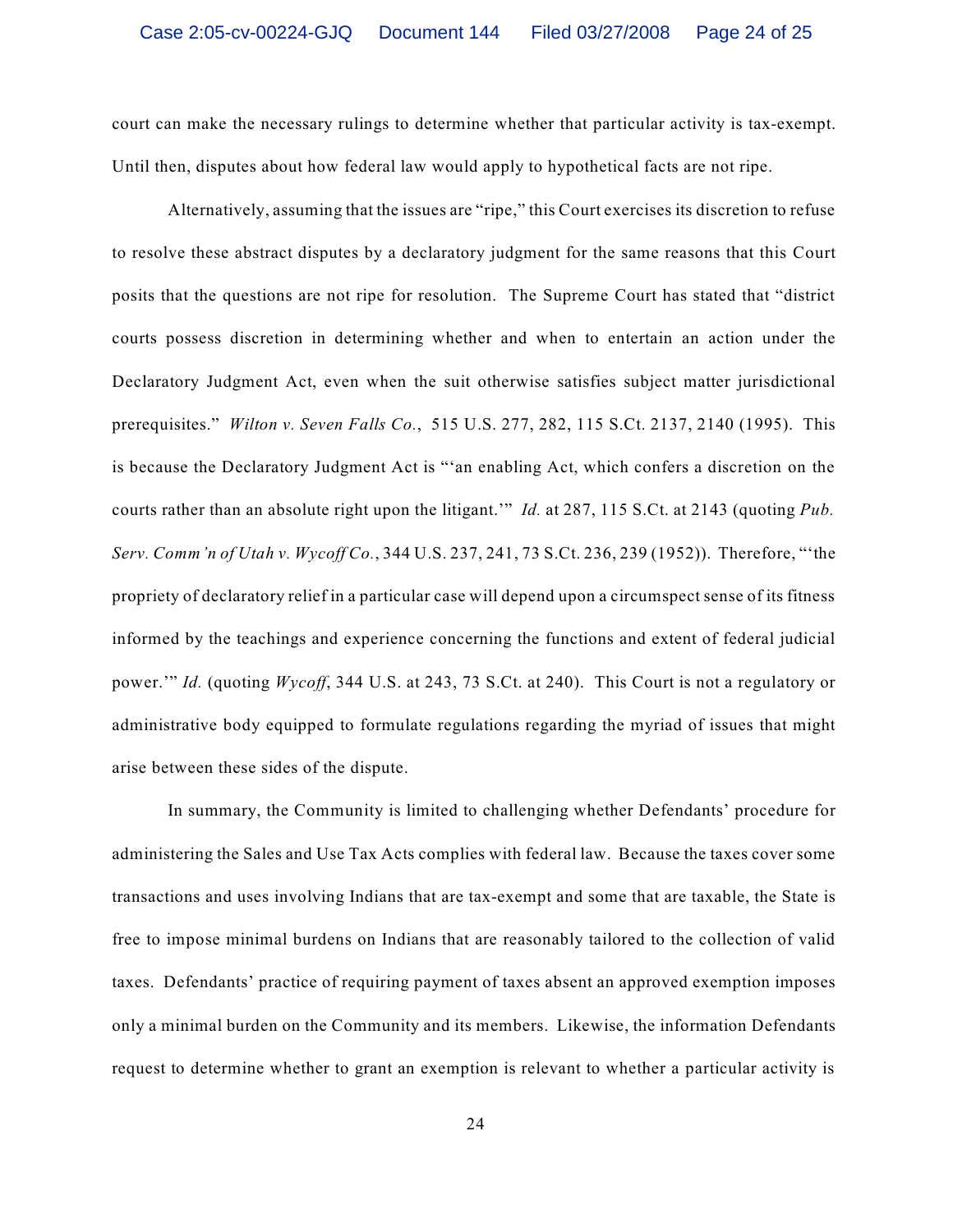court can make the necessary rulings to determine whether that particular activity is tax-exempt. Until then, disputes about how federal law would apply to hypothetical facts are not ripe.

Alternatively, assuming that the issues are "ripe," this Court exercises its discretion to refuse to resolve these abstract disputes by a declaratory judgment for the same reasons that this Court posits that the questions are not ripe for resolution. The Supreme Court has stated that "district courts possess discretion in determining whether and when to entertain an action under the Declaratory Judgment Act, even when the suit otherwise satisfies subject matter jurisdictional prerequisites." *Wilton v. Seven Falls Co.*, 515 U.S. 277, 282, 115 S.Ct. 2137, 2140 (1995). This is because the Declaratory Judgment Act is "'an enabling Act, which confers a discretion on the courts rather than an absolute right upon the litigant.'" *Id.* at 287, 115 S.Ct. at 2143 (quoting *Pub. Serv. Comm'n of Utah v. Wycoff Co.*, 344 U.S. 237, 241, 73 S.Ct. 236, 239 (1952)). Therefore, "'the propriety of declaratory relief in a particular case will depend upon a circumspect sense of its fitness informed by the teachings and experience concerning the functions and extent of federal judicial power.'" *Id.* (quoting *Wycoff*, 344 U.S. at 243, 73 S.Ct. at 240). This Court is not a regulatory or administrative body equipped to formulate regulations regarding the myriad of issues that might arise between these sides of the dispute.

In summary, the Community is limited to challenging whether Defendants' procedure for administering the Sales and Use Tax Acts complies with federal law. Because the taxes cover some transactions and uses involving Indians that are tax-exempt and some that are taxable, the State is free to impose minimal burdens on Indians that are reasonably tailored to the collection of valid taxes. Defendants' practice of requiring payment of taxes absent an approved exemption imposes only a minimal burden on the Community and its members. Likewise, the information Defendants request to determine whether to grant an exemption is relevant to whether a particular activity is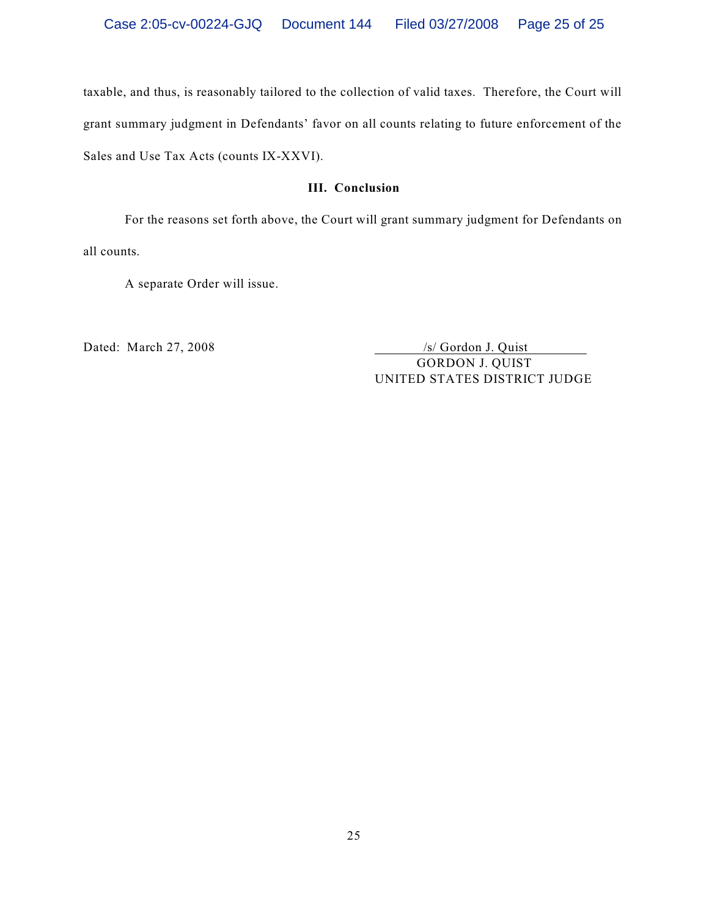taxable, and thus, is reasonably tailored to the collection of valid taxes. Therefore, the Court will grant summary judgment in Defendants' favor on all counts relating to future enforcement of the Sales and Use Tax Acts (counts IX-XXVI).

### III. Conclusion

For the reasons set forth above, the Court will grant summary judgment for Defendants on all counts.

A separate Order will issue.

Dated: March 27, 2008

/s/ Gordon J. Quist
GORDON J. QUIST
UNITED STATES DISTRICT JUDGE